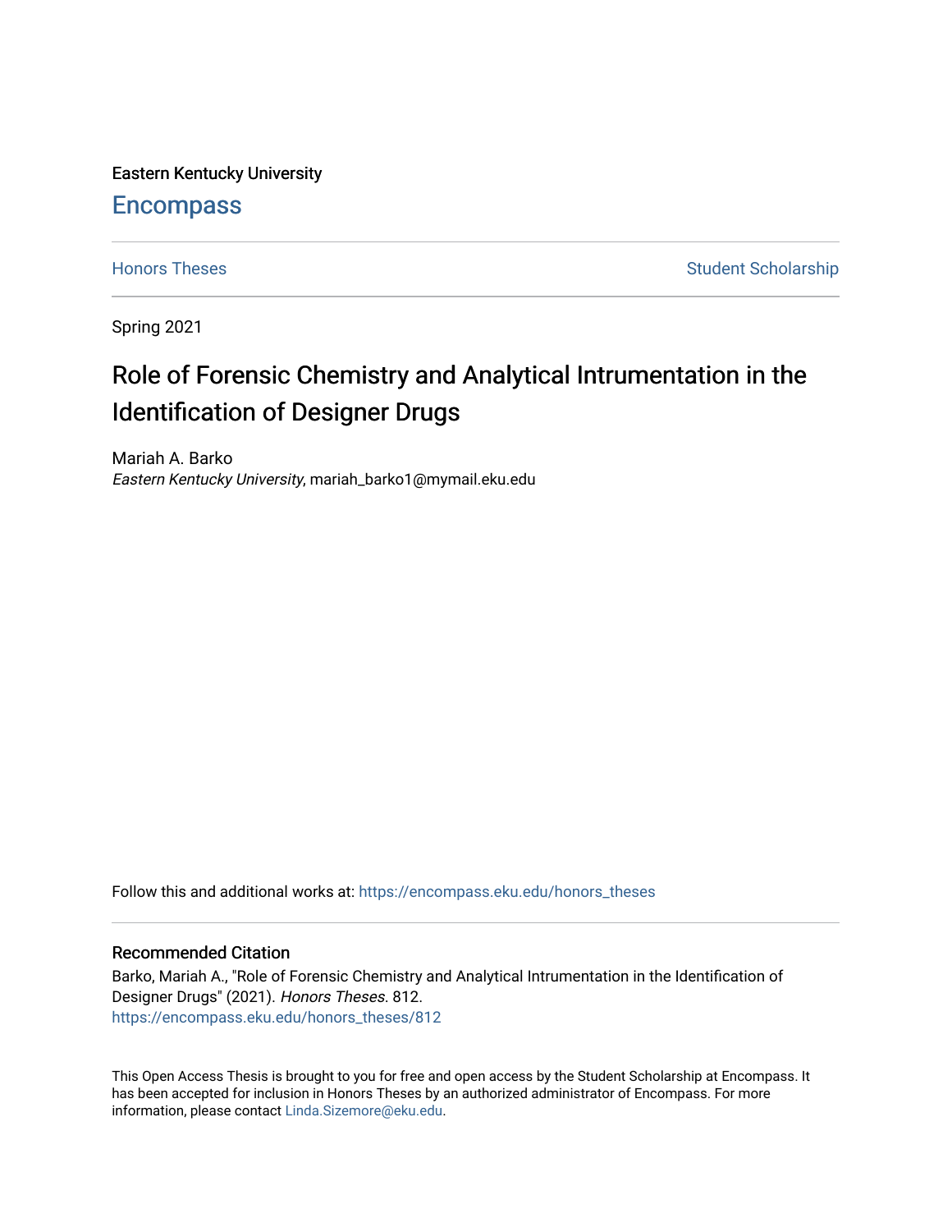Eastern Kentucky University

# Encompass

Honors Theses | Student Scholarship

Spring 2021

## Role of Forensic Chemistry and Analytical Intrumentation in the Identification of Designer Drugs

Mariah A. Barko
*Eastern Kentucky University*, mariah_barko1@mymail.eku.edu

Follow this and additional works at: https://encompass.eku.edu/honors_theses

### Recommended Citation

Barko, Mariah A., "Role of Forensic Chemistry and Analytical Intrumentation in the Identification of Designer Drugs" (2021). *Honors Theses*. 812.
https://encompass.eku.edu/honors_theses/812

This Open Access Thesis is brought to you for free and open access by the Student Scholarship at Encompass. It has been accepted for inclusion in Honors Theses by an authorized administrator of Encompass. For more information, please contact Linda.Sizemore@eku.edu.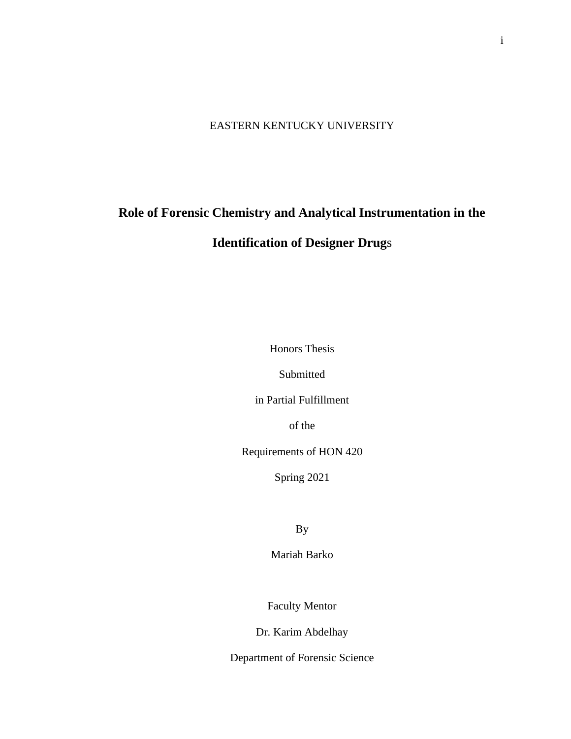EASTERN KENTUCKY UNIVERSITY

# Role of Forensic Chemistry and Analytical Instrumentation in the Identification of Designer Drugs

Honors Thesis

Submitted

in Partial Fulfillment

of the

Requirements of HON 420

Spring 2021

By

Mariah Barko

Faculty Mentor

Dr. Karim Abdelhay

Department of Forensic Science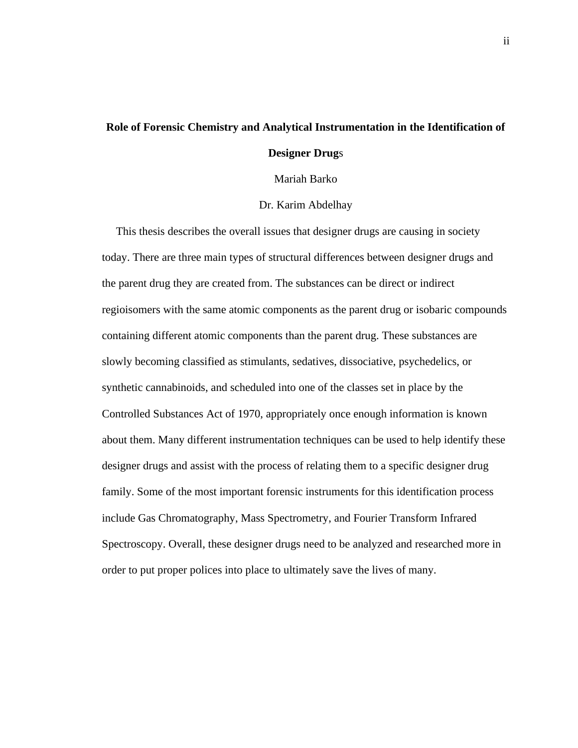**Role of Forensic Chemistry and Analytical Instrumentation in the Identification of Designer Drugs**

Mariah Barko

Dr. Karim Abdelhay

This thesis describes the overall issues that designer drugs are causing in society today. There are three main types of structural differences between designer drugs and the parent drug they are created from. The substances can be direct or indirect regioisomers with the same atomic components as the parent drug or isobaric compounds containing different atomic components than the parent drug. These substances are slowly becoming classified as stimulants, sedatives, dissociative, psychedelics, or synthetic cannabinoids, and scheduled into one of the classes set in place by the Controlled Substances Act of 1970, appropriately once enough information is known about them. Many different instrumentation techniques can be used to help identify these designer drugs and assist with the process of relating them to a specific designer drug family. Some of the most important forensic instruments for this identification process include Gas Chromatography, Mass Spectrometry, and Fourier Transform Infrared Spectroscopy. Overall, these designer drugs need to be analyzed and researched more in order to put proper polices into place to ultimately save the lives of many.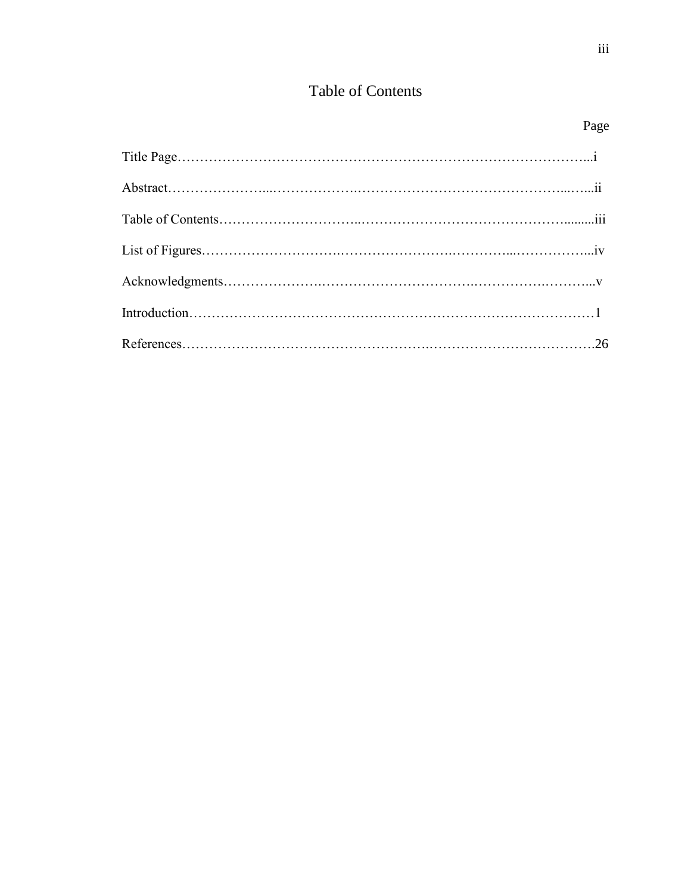# Table of Contents

Page

Title Page……………………………………………………………………………...i

Abstract…………………...……………….……………………………………...…...ii

Table of Contents…………………………..………………………………………..........iii

List of Figures……………………….…………………….…………...……………...iv

Acknowledgments………………….…………………………….…………….………...v

Introduction………………………………………………………………………………1

References……………………………………………….……………………………….26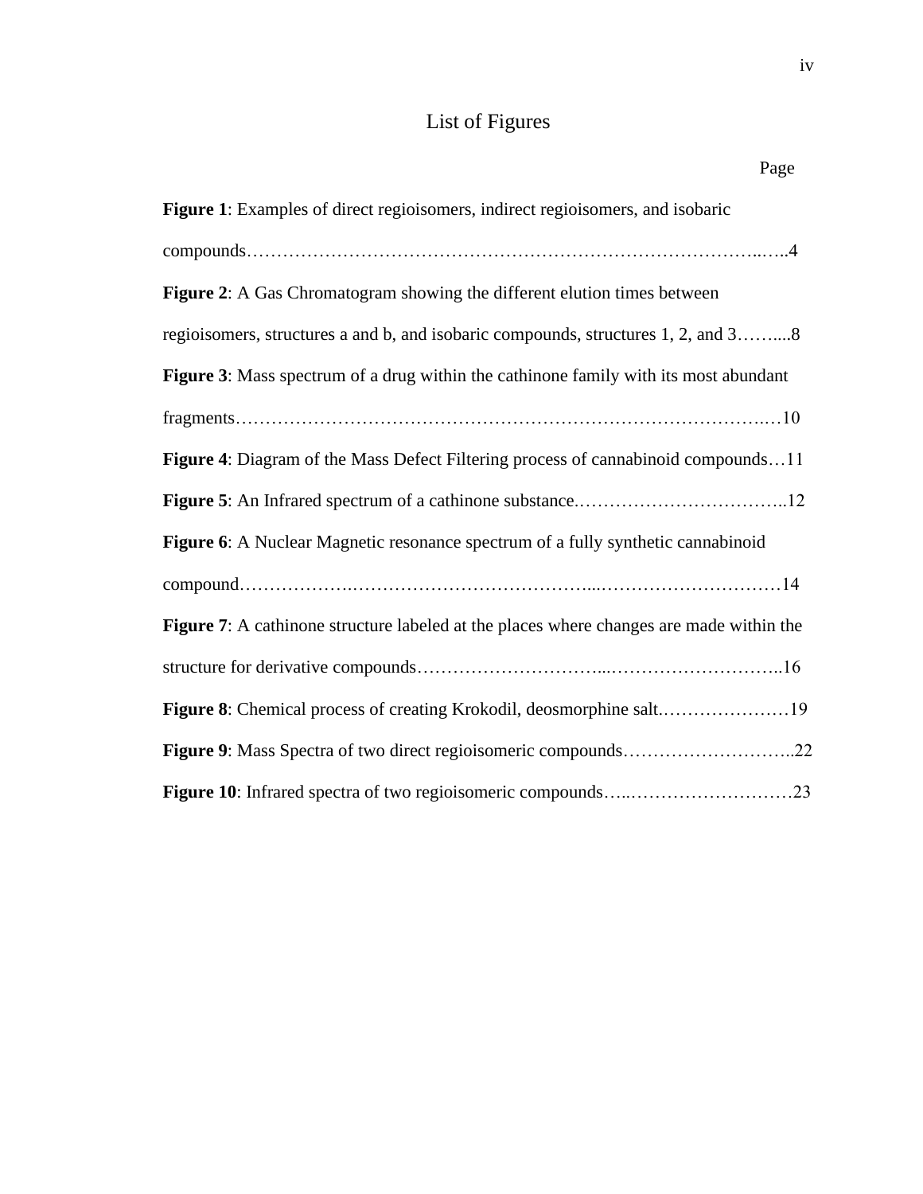# List of Figures

Page

**Figure 1**: Examples of direct regioisomers, indirect regioisomers, and isobaric compounds……………………………………………………………………………..…..4

**Figure 2**: A Gas Chromatogram showing the different elution times between regioisomers, structures a and b, and isobaric compounds, structures 1, 2, and 3……....8

**Figure 3**: Mass spectrum of a drug within the cathinone family with its most abundant fragments………………………………………………………………………….…10

**Figure 4**: Diagram of the Mass Defect Filtering process of cannabinoid compounds…11

**Figure 5**: An Infrared spectrum of a cathinone substance.……………………………..12

**Figure 6**: A Nuclear Magnetic resonance spectrum of a fully synthetic cannabinoid compound……………….…………………………………...…………………………14

**Figure 7**: A cathinone structure labeled at the places where changes are made within the structure for derivative compounds…………………………...………………………..16

**Figure 8**: Chemical process of creating Krokodil, deosmorphine salt.…………………19

**Figure 9**: Mass Spectra of two direct regioisomeric compounds………………………..22

**Figure 10**: Infrared spectra of two regioisomeric compounds…..………………………23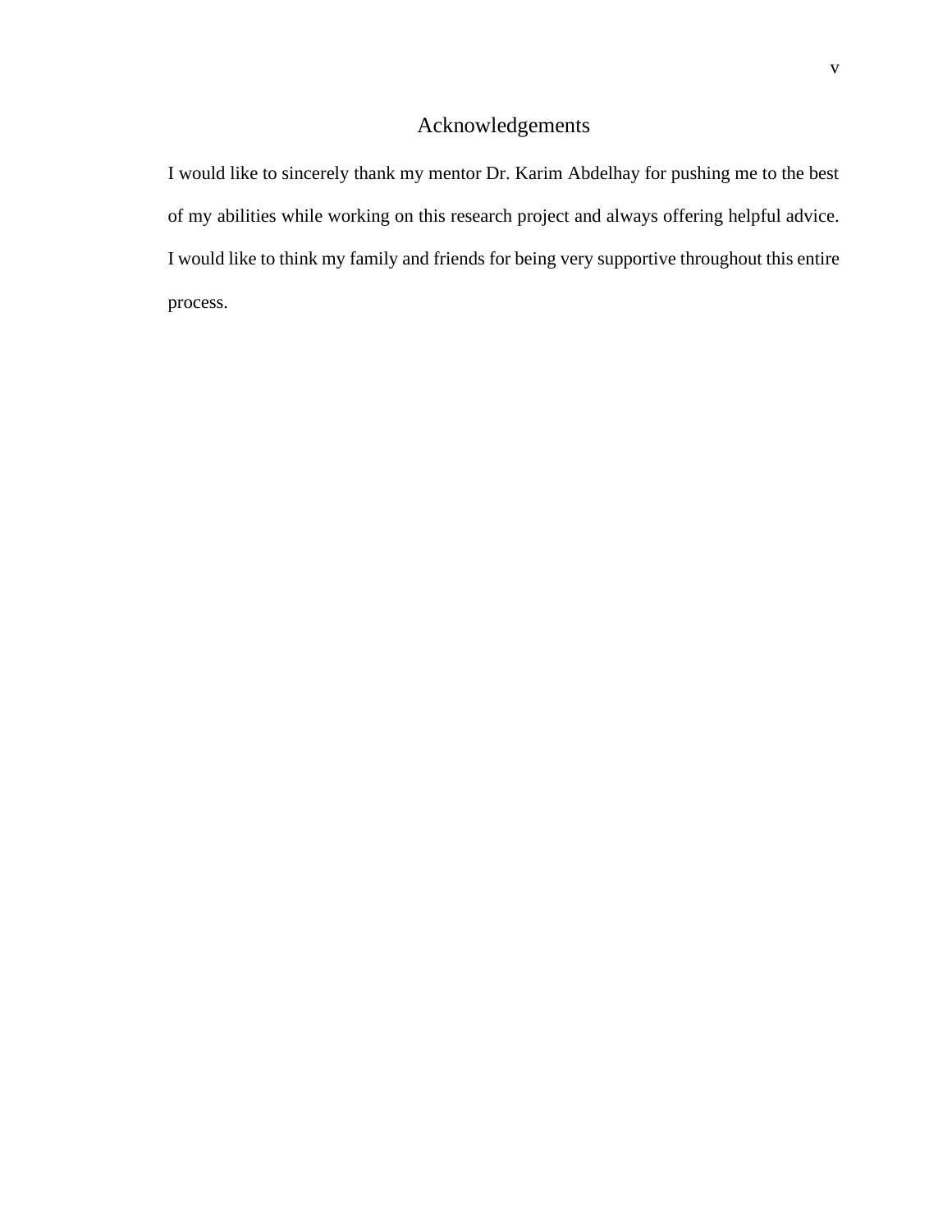# Acknowledgements

I would like to sincerely thank my mentor Dr. Karim Abdelhay for pushing me to the best of my abilities while working on this research project and always offering helpful advice. I would like to think my family and friends for being very supportive throughout this entire process.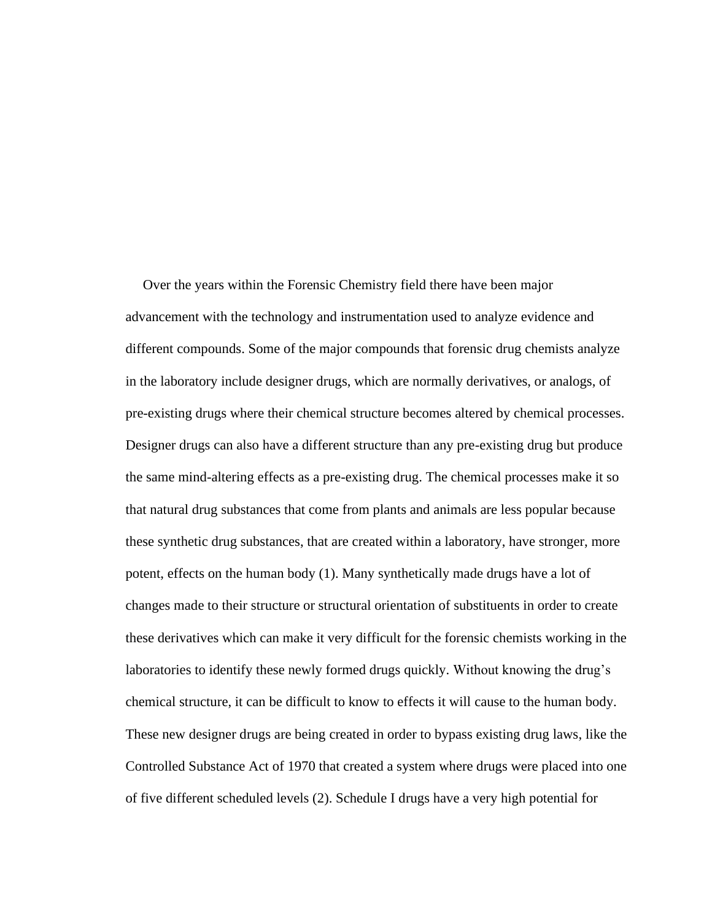Over the years within the Forensic Chemistry field there have been major advancement with the technology and instrumentation used to analyze evidence and different compounds. Some of the major compounds that forensic drug chemists analyze in the laboratory include designer drugs, which are normally derivatives, or analogs, of pre-existing drugs where their chemical structure becomes altered by chemical processes. Designer drugs can also have a different structure than any pre-existing drug but produce the same mind-altering effects as a pre-existing drug. The chemical processes make it so that natural drug substances that come from plants and animals are less popular because these synthetic drug substances, that are created within a laboratory, have stronger, more potent, effects on the human body (1). Many synthetically made drugs have a lot of changes made to their structure or structural orientation of substituents in order to create these derivatives which can make it very difficult for the forensic chemists working in the laboratories to identify these newly formed drugs quickly. Without knowing the drug's chemical structure, it can be difficult to know to effects it will cause to the human body. These new designer drugs are being created in order to bypass existing drug laws, like the Controlled Substance Act of 1970 that created a system where drugs were placed into one of five different scheduled levels (2). Schedule I drugs have a very high potential for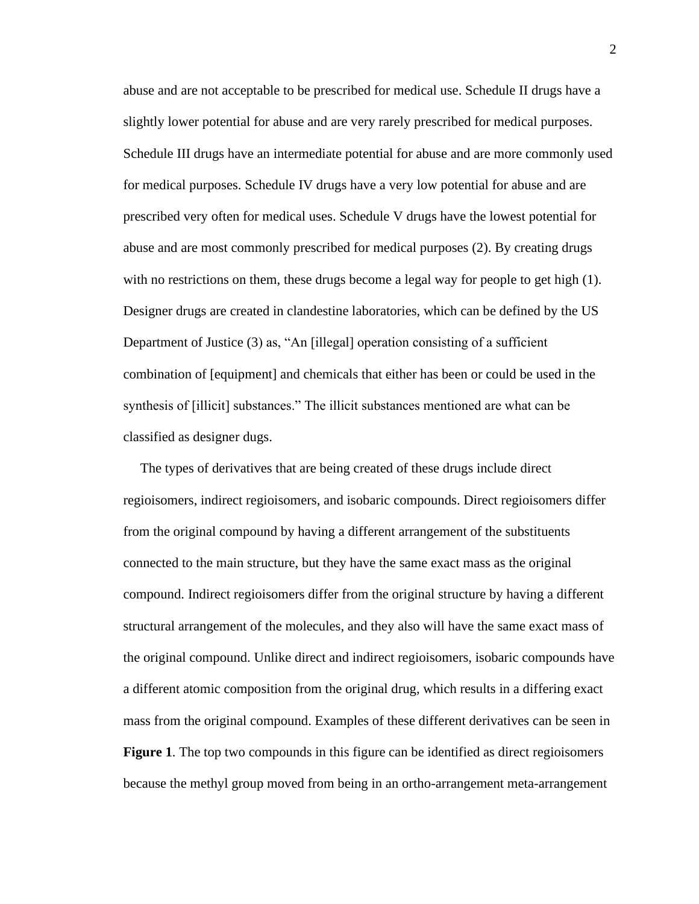abuse and are not acceptable to be prescribed for medical use. Schedule II drugs have a slightly lower potential for abuse and are very rarely prescribed for medical purposes. Schedule III drugs have an intermediate potential for abuse and are more commonly used for medical purposes. Schedule IV drugs have a very low potential for abuse and are prescribed very often for medical uses. Schedule V drugs have the lowest potential for abuse and are most commonly prescribed for medical purposes (2). By creating drugs with no restrictions on them, these drugs become a legal way for people to get high (1). Designer drugs are created in clandestine laboratories, which can be defined by the US Department of Justice (3) as, "An [illegal] operation consisting of a sufficient combination of [equipment] and chemicals that either has been or could be used in the synthesis of [illicit] substances." The illicit substances mentioned are what can be classified as designer dugs.

The types of derivatives that are being created of these drugs include direct regioisomers, indirect regioisomers, and isobaric compounds. Direct regioisomers differ from the original compound by having a different arrangement of the substituents connected to the main structure, but they have the same exact mass as the original compound. Indirect regioisomers differ from the original structure by having a different structural arrangement of the molecules, and they also will have the same exact mass of the original compound. Unlike direct and indirect regioisomers, isobaric compounds have a different atomic composition from the original drug, which results in a differing exact mass from the original compound. Examples of these different derivatives can be seen in **Figure 1**. The top two compounds in this figure can be identified as direct regioisomers because the methyl group moved from being in an ortho-arrangement meta-arrangement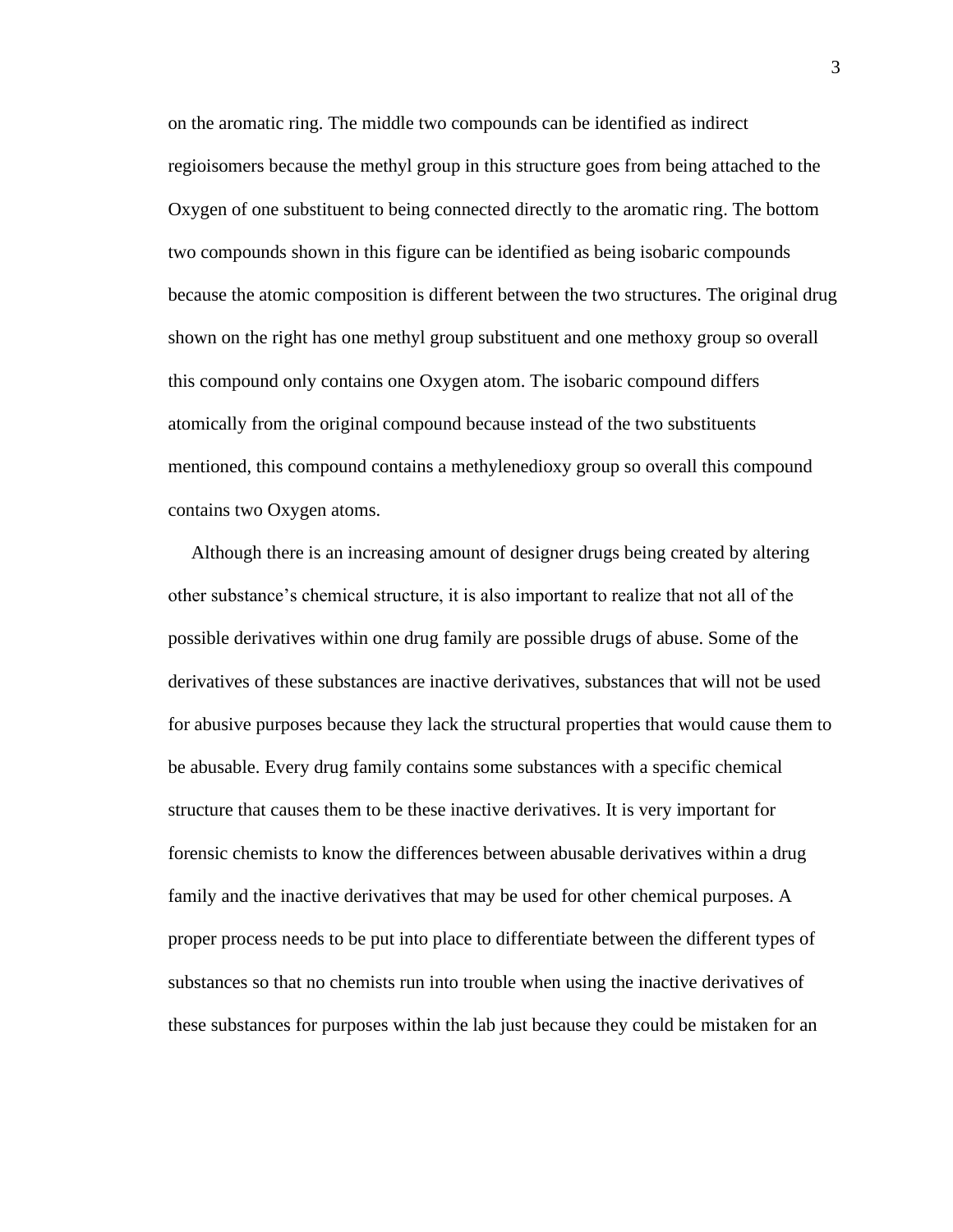on the aromatic ring. The middle two compounds can be identified as indirect regioisomers because the methyl group in this structure goes from being attached to the Oxygen of one substituent to being connected directly to the aromatic ring. The bottom two compounds shown in this figure can be identified as being isobaric compounds because the atomic composition is different between the two structures. The original drug shown on the right has one methyl group substituent and one methoxy group so overall this compound only contains one Oxygen atom. The isobaric compound differs atomically from the original compound because instead of the two substituents mentioned, this compound contains a methylenedioxy group so overall this compound contains two Oxygen atoms.

Although there is an increasing amount of designer drugs being created by altering other substance's chemical structure, it is also important to realize that not all of the possible derivatives within one drug family are possible drugs of abuse. Some of the derivatives of these substances are inactive derivatives, substances that will not be used for abusive purposes because they lack the structural properties that would cause them to be abusable. Every drug family contains some substances with a specific chemical structure that causes them to be these inactive derivatives. It is very important for forensic chemists to know the differences between abusable derivatives within a drug family and the inactive derivatives that may be used for other chemical purposes. A proper process needs to be put into place to differentiate between the different types of substances so that no chemists run into trouble when using the inactive derivatives of these substances for purposes within the lab just because they could be mistaken for an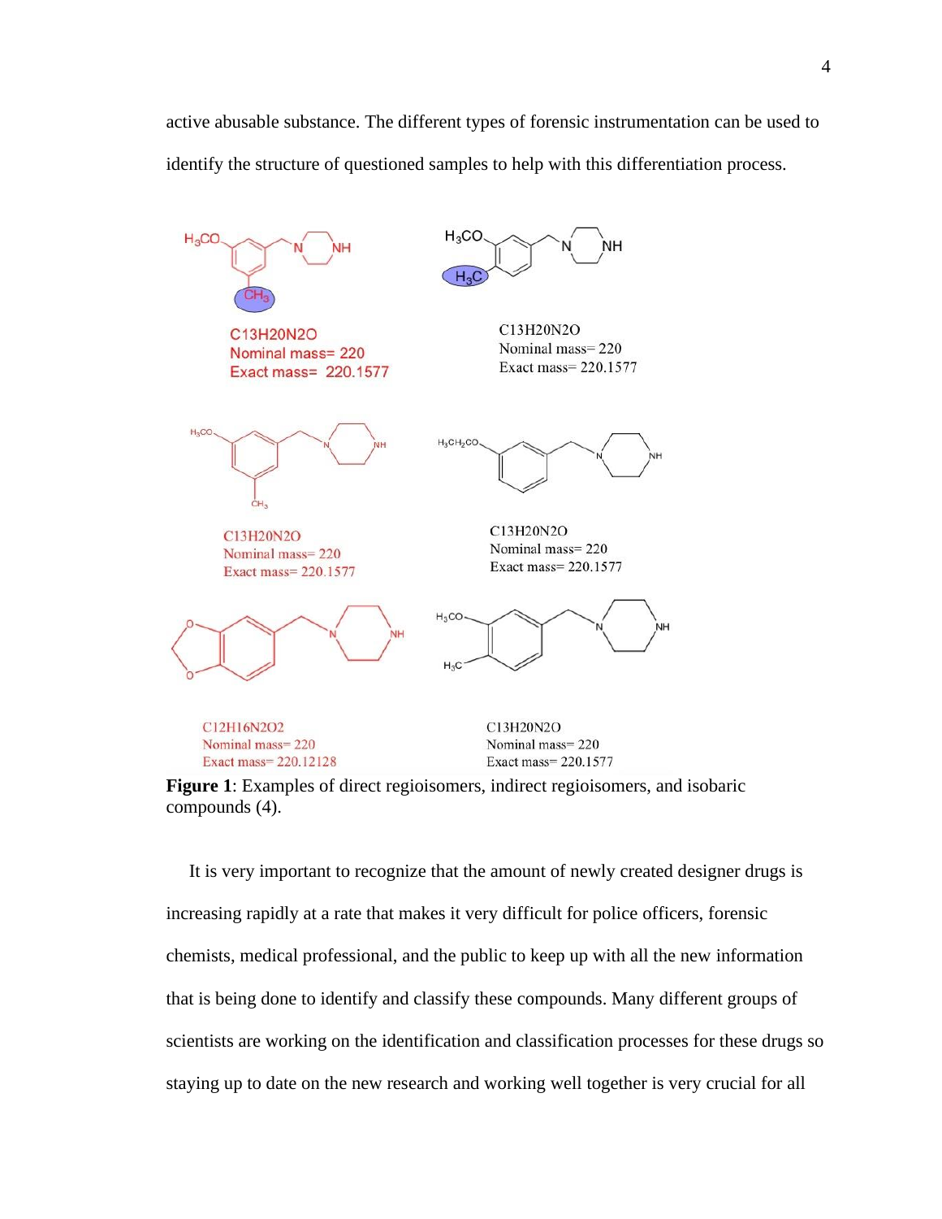active abusable substance. The different types of forensic instrumentation can be used to identify the structure of questioned samples to help with this differentiation process.

$C_{13}H_{20}N_2O$
Nominal mass= 220
Exact mass= 220.1577

$C_{13}H_{20}N_2O$
Nominal mass= 220
Exact mass= 220.1577

$C_{13}H_{20}N_2O$
Nominal mass= 220
Exact mass= 220.1577

$C_{13}H_{20}N_2O$
Nominal mass= 220
Exact mass= 220.1577

$C_{12}H_{16}N_2O_2$
Nominal mass= 220
Exact mass= 220.12128

$C_{13}H_{20}N_2O$
Nominal mass= 220
Exact mass= 220.1577

**Figure 1**: Examples of direct regioisomers, indirect regioisomers, and isobaric compounds (4).

It is very important to recognize that the amount of newly created designer drugs is increasing rapidly at a rate that makes it very difficult for police officers, forensic chemists, medical professional, and the public to keep up with all the new information that is being done to identify and classify these compounds. Many different groups of scientists are working on the identification and classification processes for these drugs so staying up to date on the new research and working well together is very crucial for all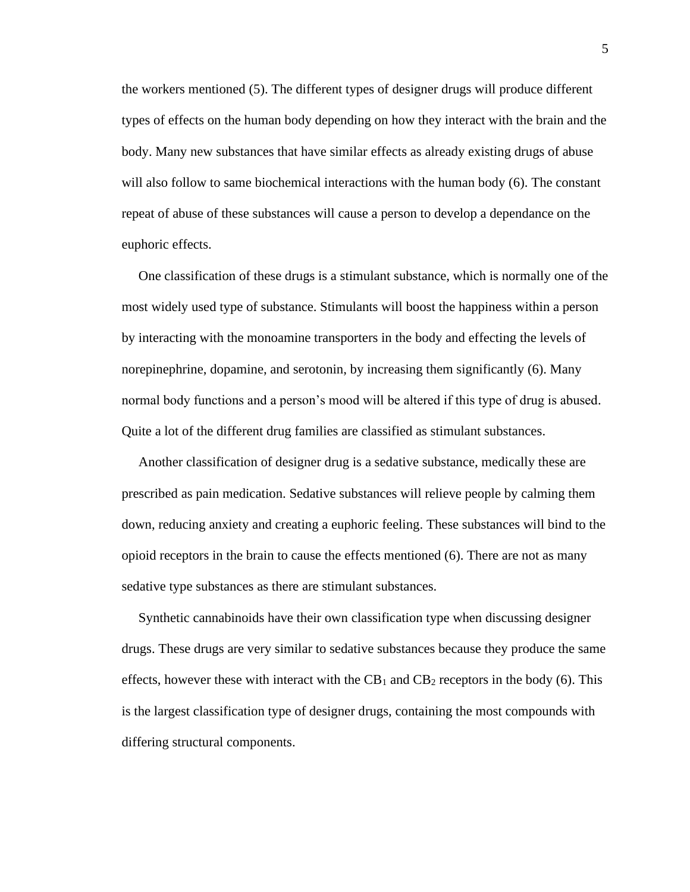the workers mentioned (5). The different types of designer drugs will produce different types of effects on the human body depending on how they interact with the brain and the body. Many new substances that have similar effects as already existing drugs of abuse will also follow to same biochemical interactions with the human body (6). The constant repeat of abuse of these substances will cause a person to develop a dependance on the euphoric effects.

One classification of these drugs is a stimulant substance, which is normally one of the most widely used type of substance. Stimulants will boost the happiness within a person by interacting with the monoamine transporters in the body and effecting the levels of norepinephrine, dopamine, and serotonin, by increasing them significantly (6). Many normal body functions and a person's mood will be altered if this type of drug is abused. Quite a lot of the different drug families are classified as stimulant substances.

Another classification of designer drug is a sedative substance, medically these are prescribed as pain medication. Sedative substances will relieve people by calming them down, reducing anxiety and creating a euphoric feeling. These substances will bind to the opioid receptors in the brain to cause the effects mentioned (6). There are not as many sedative type substances as there are stimulant substances.

Synthetic cannabinoids have their own classification type when discussing designer drugs. These drugs are very similar to sedative substances because they produce the same effects, however these with interact with the $CB_1$ and $CB_2$ receptors in the body (6). This is the largest classification type of designer drugs, containing the most compounds with differing structural components.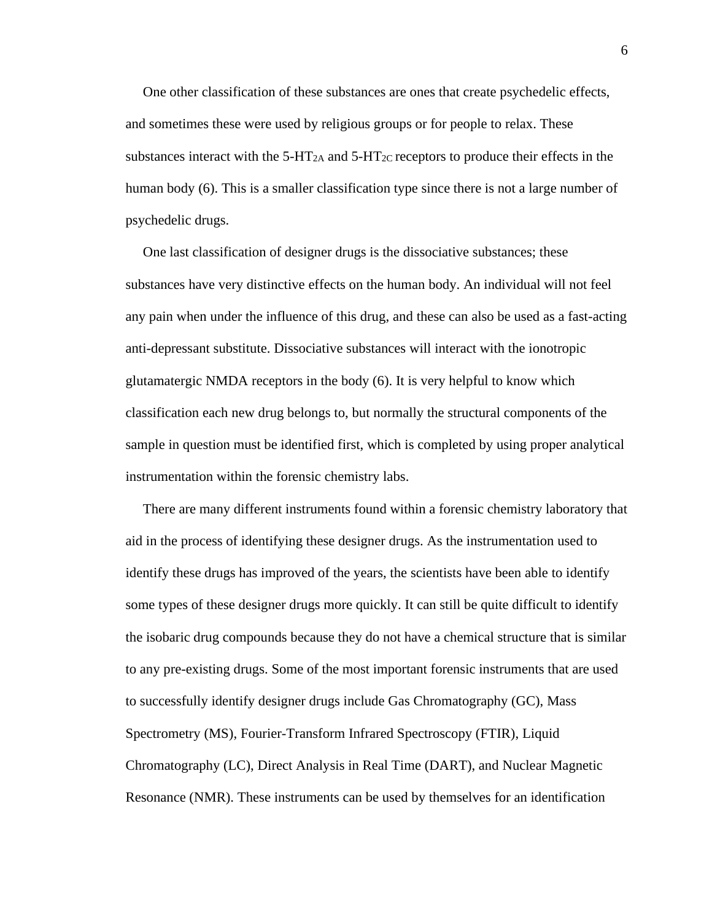One other classification of these substances are ones that create psychedelic effects, and sometimes these were used by religious groups or for people to relax. These substances interact with the 5-$HT_{2A}$ and 5-$HT_{2C}$ receptors to produce their effects in the human body (6). This is a smaller classification type since there is not a large number of psychedelic drugs.

One last classification of designer drugs is the dissociative substances; these substances have very distinctive effects on the human body. An individual will not feel any pain when under the influence of this drug, and these can also be used as a fast-acting anti-depressant substitute. Dissociative substances will interact with the ionotropic glutamatergic NMDA receptors in the body (6). It is very helpful to know which classification each new drug belongs to, but normally the structural components of the sample in question must be identified first, which is completed by using proper analytical instrumentation within the forensic chemistry labs.

There are many different instruments found within a forensic chemistry laboratory that aid in the process of identifying these designer drugs. As the instrumentation used to identify these drugs has improved of the years, the scientists have been able to identify some types of these designer drugs more quickly. It can still be quite difficult to identify the isobaric drug compounds because they do not have a chemical structure that is similar to any pre-existing drugs. Some of the most important forensic instruments that are used to successfully identify designer drugs include Gas Chromatography (GC), Mass Spectrometry (MS), Fourier-Transform Infrared Spectroscopy (FTIR), Liquid Chromatography (LC), Direct Analysis in Real Time (DART), and Nuclear Magnetic Resonance (NMR). These instruments can be used by themselves for an identification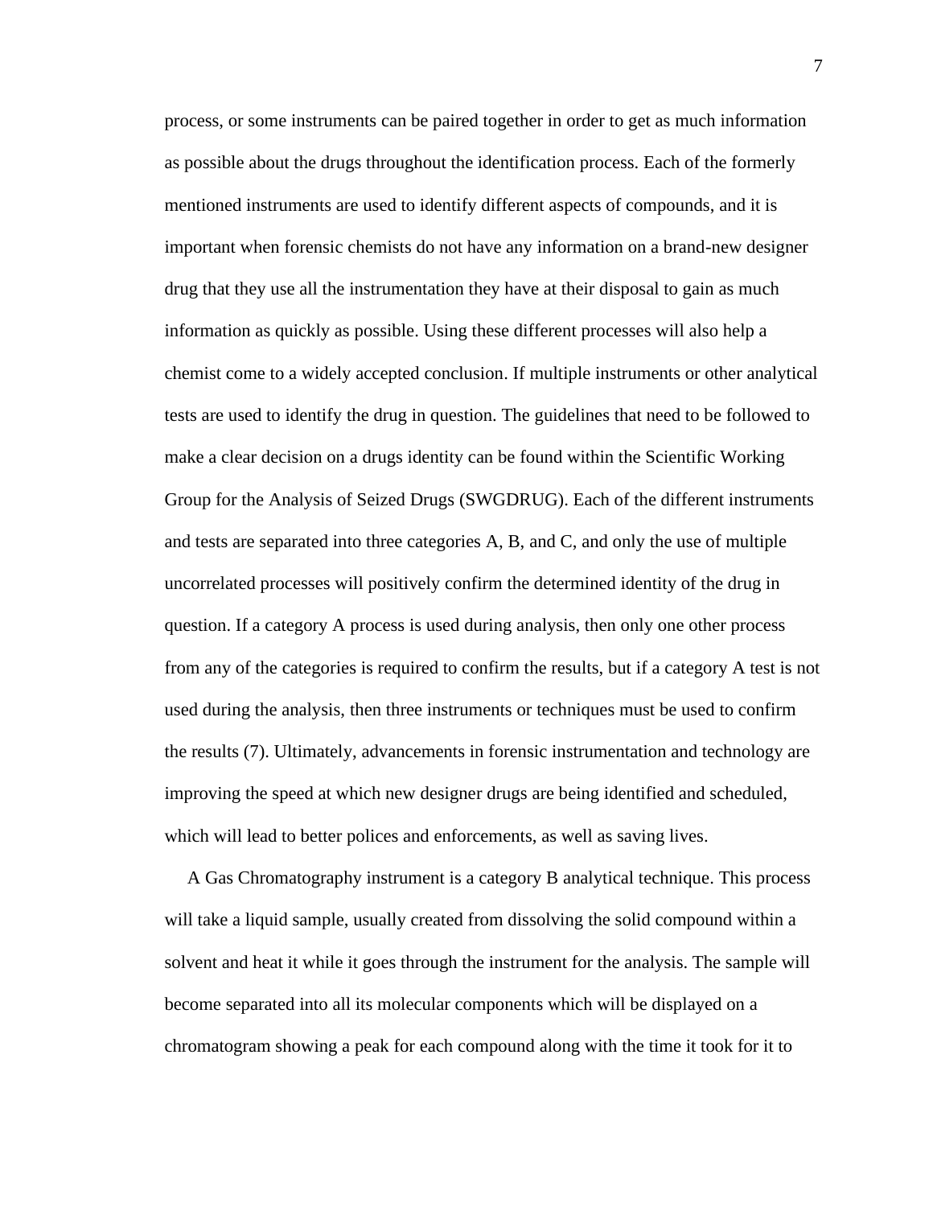process, or some instruments can be paired together in order to get as much information as possible about the drugs throughout the identification process. Each of the formerly mentioned instruments are used to identify different aspects of compounds, and it is important when forensic chemists do not have any information on a brand-new designer drug that they use all the instrumentation they have at their disposal to gain as much information as quickly as possible. Using these different processes will also help a chemist come to a widely accepted conclusion. If multiple instruments or other analytical tests are used to identify the drug in question. The guidelines that need to be followed to make a clear decision on a drugs identity can be found within the Scientific Working Group for the Analysis of Seized Drugs (SWGDRUG). Each of the different instruments and tests are separated into three categories A, B, and C, and only the use of multiple uncorrelated processes will positively confirm the determined identity of the drug in question. If a category A process is used during analysis, then only one other process from any of the categories is required to confirm the results, but if a category A test is not used during the analysis, then three instruments or techniques must be used to confirm the results (7). Ultimately, advancements in forensic instrumentation and technology are improving the speed at which new designer drugs are being identified and scheduled, which will lead to better polices and enforcements, as well as saving lives.

A Gas Chromatography instrument is a category B analytical technique. This process will take a liquid sample, usually created from dissolving the solid compound within a solvent and heat it while it goes through the instrument for the analysis. The sample will become separated into all its molecular components which will be displayed on a chromatogram showing a peak for each compound along with the time it took for it to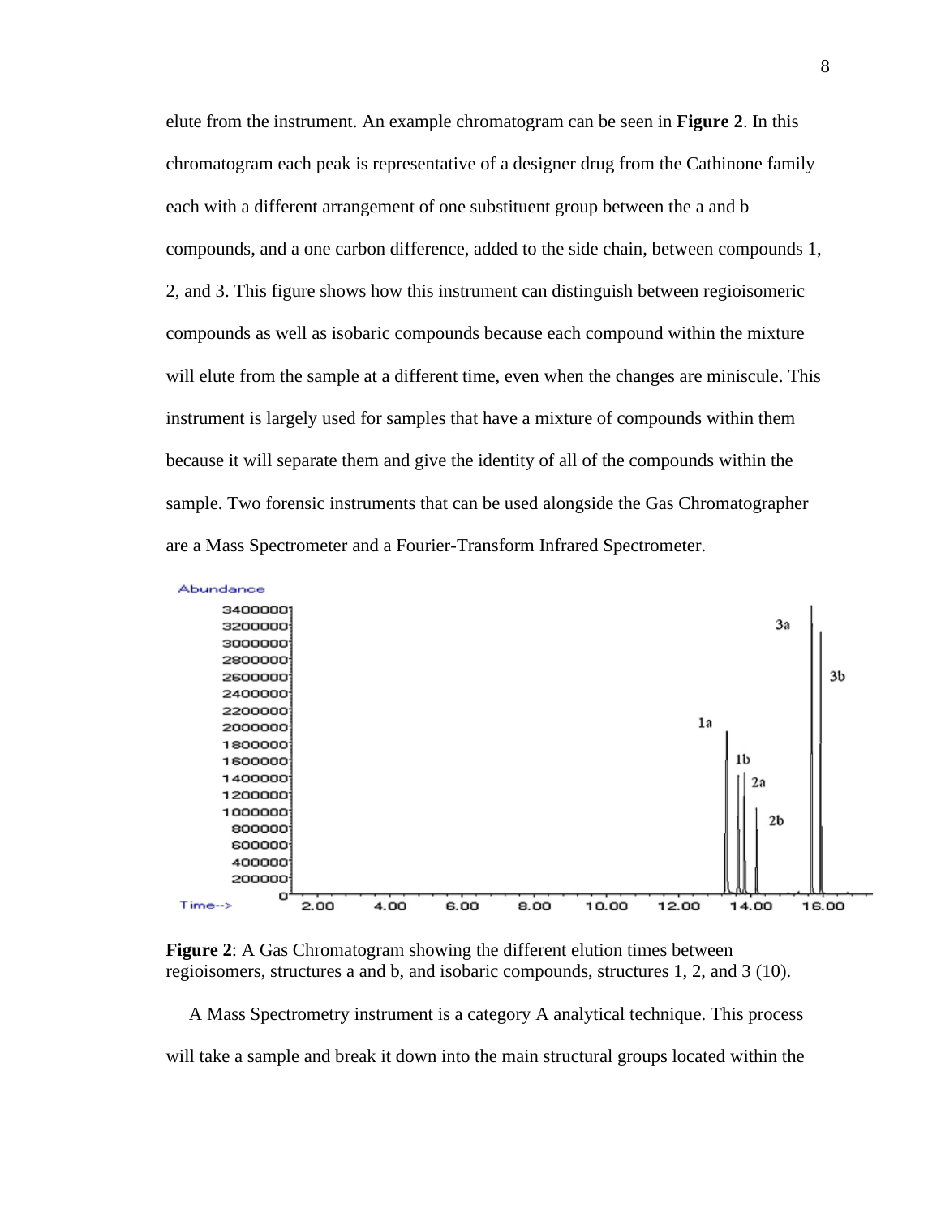elute from the instrument. An example chromatogram can be seen in **Figure 2**. In this chromatogram each peak is representative of a designer drug from the Cathinone family each with a different arrangement of one substituent group between the a and b compounds, and a one carbon difference, added to the side chain, between compounds 1, 2, and 3. This figure shows how this instrument can distinguish between regioisomeric compounds as well as isobaric compounds because each compound within the mixture will elute from the sample at a different time, even when the changes are miniscule. This instrument is largely used for samples that have a mixture of compounds within them because it will separate them and give the identity of all of the compounds within the sample. Two forensic instruments that can be used alongside the Gas Chromatographer are a Mass Spectrometer and a Fourier-Transform Infrared Spectrometer.

**Figure 2**: A Gas Chromatogram showing the different elution times between regioisomers, structures a and b, and isobaric compounds, structures 1, 2, and 3 (10).

A Mass Spectrometry instrument is a category A analytical technique. This process will take a sample and break it down into the main structural groups located within the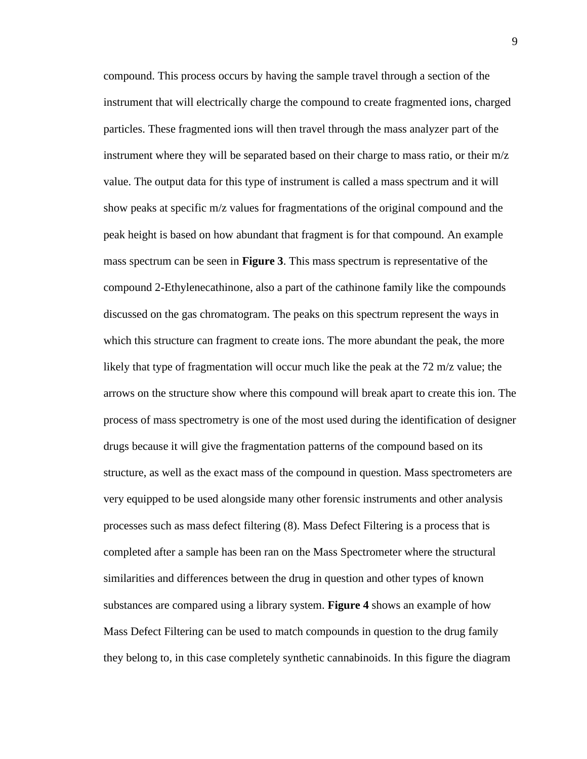compound. This process occurs by having the sample travel through a section of the instrument that will electrically charge the compound to create fragmented ions, charged particles. These fragmented ions will then travel through the mass analyzer part of the instrument where they will be separated based on their charge to mass ratio, or their m/z value. The output data for this type of instrument is called a mass spectrum and it will show peaks at specific m/z values for fragmentations of the original compound and the peak height is based on how abundant that fragment is for that compound. An example mass spectrum can be seen in **Figure 3**. This mass spectrum is representative of the compound 2-Ethylenecathinone, also a part of the cathinone family like the compounds discussed on the gas chromatogram. The peaks on this spectrum represent the ways in which this structure can fragment to create ions. The more abundant the peak, the more likely that type of fragmentation will occur much like the peak at the 72 m/z value; the arrows on the structure show where this compound will break apart to create this ion. The process of mass spectrometry is one of the most used during the identification of designer drugs because it will give the fragmentation patterns of the compound based on its structure, as well as the exact mass of the compound in question. Mass spectrometers are very equipped to be used alongside many other forensic instruments and other analysis processes such as mass defect filtering (8). Mass Defect Filtering is a process that is completed after a sample has been ran on the Mass Spectrometer where the structural similarities and differences between the drug in question and other types of known substances are compared using a library system. **Figure 4** shows an example of how Mass Defect Filtering can be used to match compounds in question to the drug family they belong to, in this case completely synthetic cannabinoids. In this figure the diagram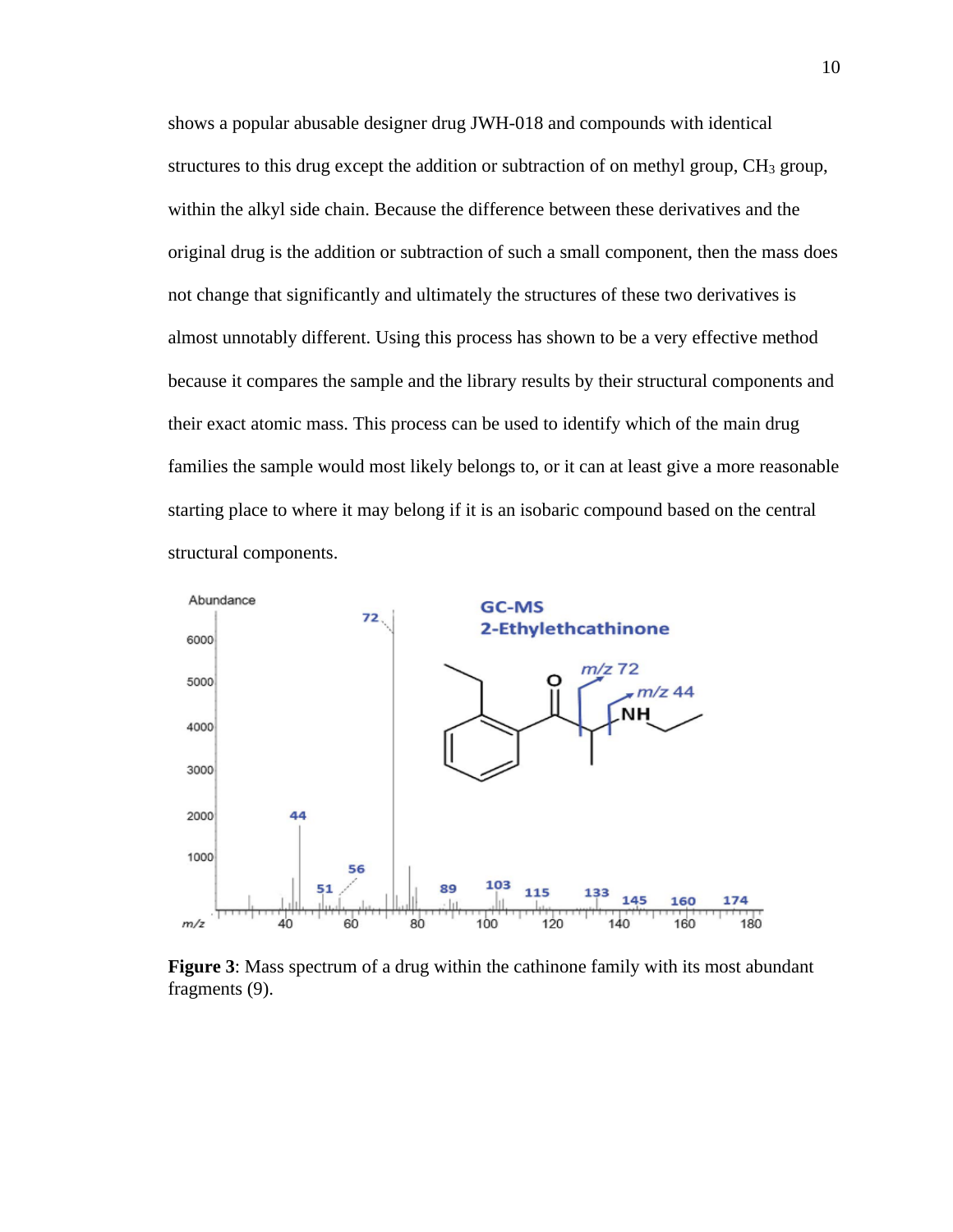shows a popular abusable designer drug JWH-018 and compounds with identical structures to this drug except the addition or subtraction of on methyl group, $CH_3$ group, within the alkyl side chain. Because the difference between these derivatives and the original drug is the addition or subtraction of such a small component, then the mass does not change that significantly and ultimately the structures of these two derivatives is almost unnotably different. Using this process has shown to be a very effective method because it compares the sample and the library results by their structural components and their exact atomic mass. This process can be used to identify which of the main drug families the sample would most likely belongs to, or it can at least give a more reasonable starting place to where it may belong if it is an isobaric compound based on the central structural components.

**Figure 3**: Mass spectrum of a drug within the cathinone family with its most abundant fragments (9).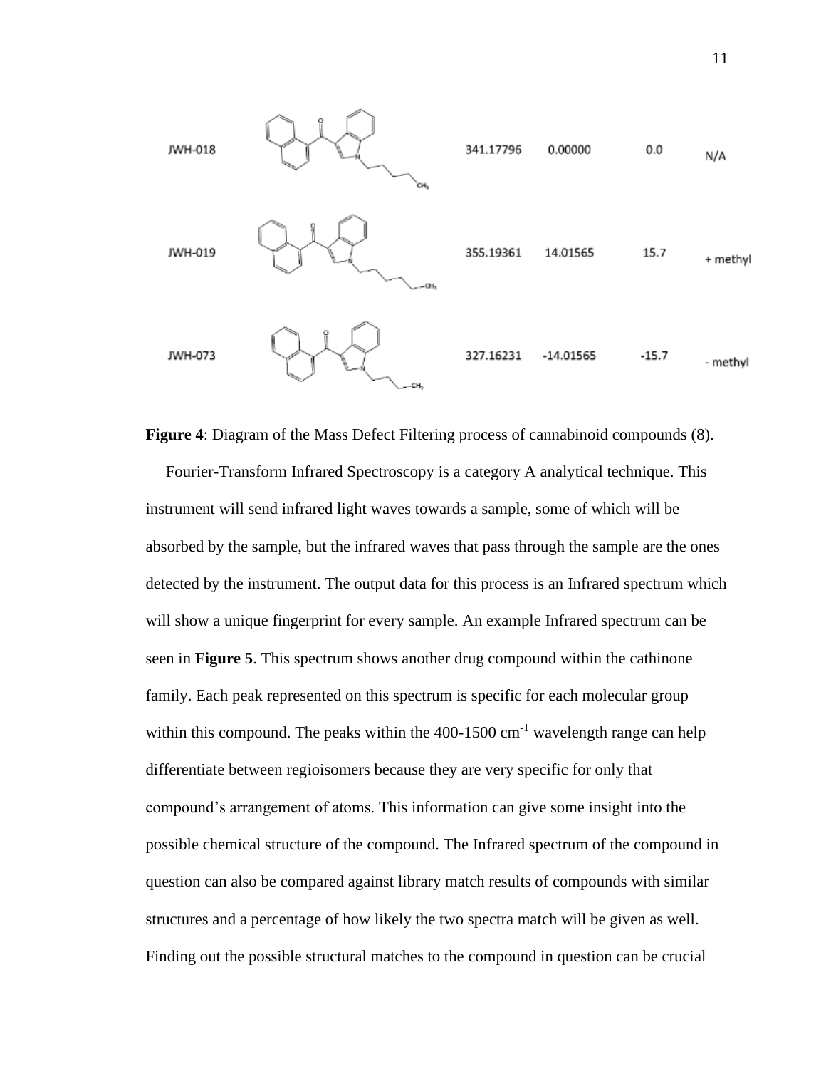| JWH-018 | | 341.17796 | 0.00000 | 0.0 | N/A |
| --- | --- | --- | --- | --- | --- |
| JWH-019 | | 355.19361 | 14.01565 | 15.7 | + methyl |
| JWH-073 | | 327.16231 | -14.01565 | -15.7 | - methyl |

**Figure 4**: Diagram of the Mass Defect Filtering process of cannabinoid compounds (8).

Fourier-Transform Infrared Spectroscopy is a category A analytical technique. This instrument will send infrared light waves towards a sample, some of which will be absorbed by the sample, but the infrared waves that pass through the sample are the ones detected by the instrument. The output data for this process is an Infrared spectrum which will show a unique fingerprint for every sample. An example Infrared spectrum can be seen in **Figure 5**. This spectrum shows another drug compound within the cathinone family. Each peak represented on this spectrum is specific for each molecular group within this compound. The peaks within the 400-1500 $cm^{-1}$ wavelength range can help differentiate between regioisomers because they are very specific for only that compound's arrangement of atoms. This information can give some insight into the possible chemical structure of the compound. The Infrared spectrum of the compound in question can also be compared against library match results of compounds with similar structures and a percentage of how likely the two spectra match will be given as well. Finding out the possible structural matches to the compound in question can be crucial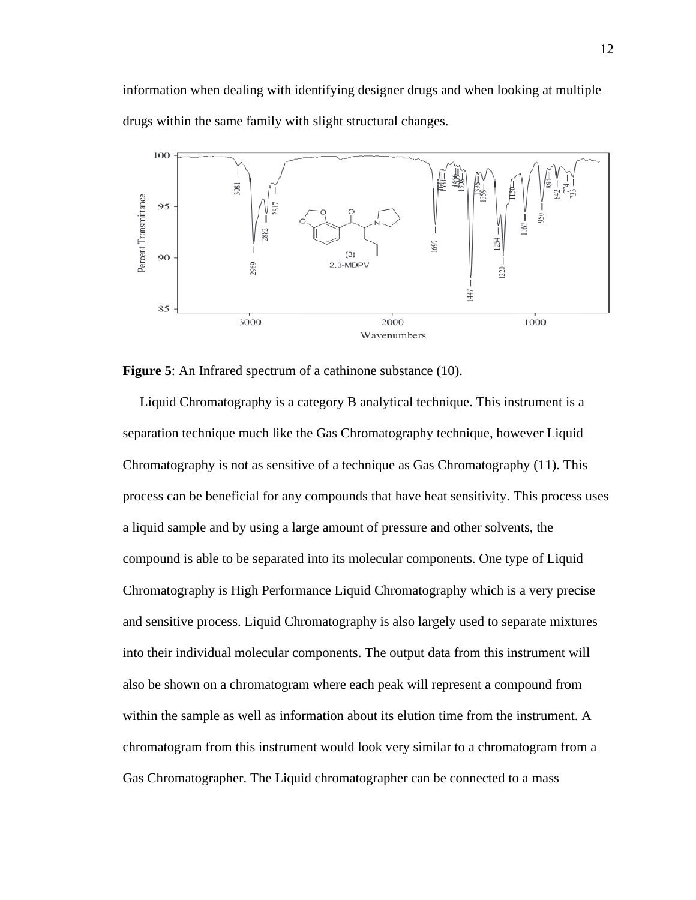information when dealing with identifying designer drugs and when looking at multiple drugs within the same family with slight structural changes.

**Figure 5**: An Infrared spectrum of a cathinone substance (10).

Liquid Chromatography is a category B analytical technique. This instrument is a separation technique much like the Gas Chromatography technique, however Liquid Chromatography is not as sensitive of a technique as Gas Chromatography (11). This process can be beneficial for any compounds that have heat sensitivity. This process uses a liquid sample and by using a large amount of pressure and other solvents, the compound is able to be separated into its molecular components. One type of Liquid Chromatography is High Performance Liquid Chromatography which is a very precise and sensitive process. Liquid Chromatography is also largely used to separate mixtures into their individual molecular components. The output data from this instrument will also be shown on a chromatogram where each peak will represent a compound from within the sample as well as information about its elution time from the instrument. A chromatogram from this instrument would look very similar to a chromatogram from a Gas Chromatographer. The Liquid chromatographer can be connected to a mass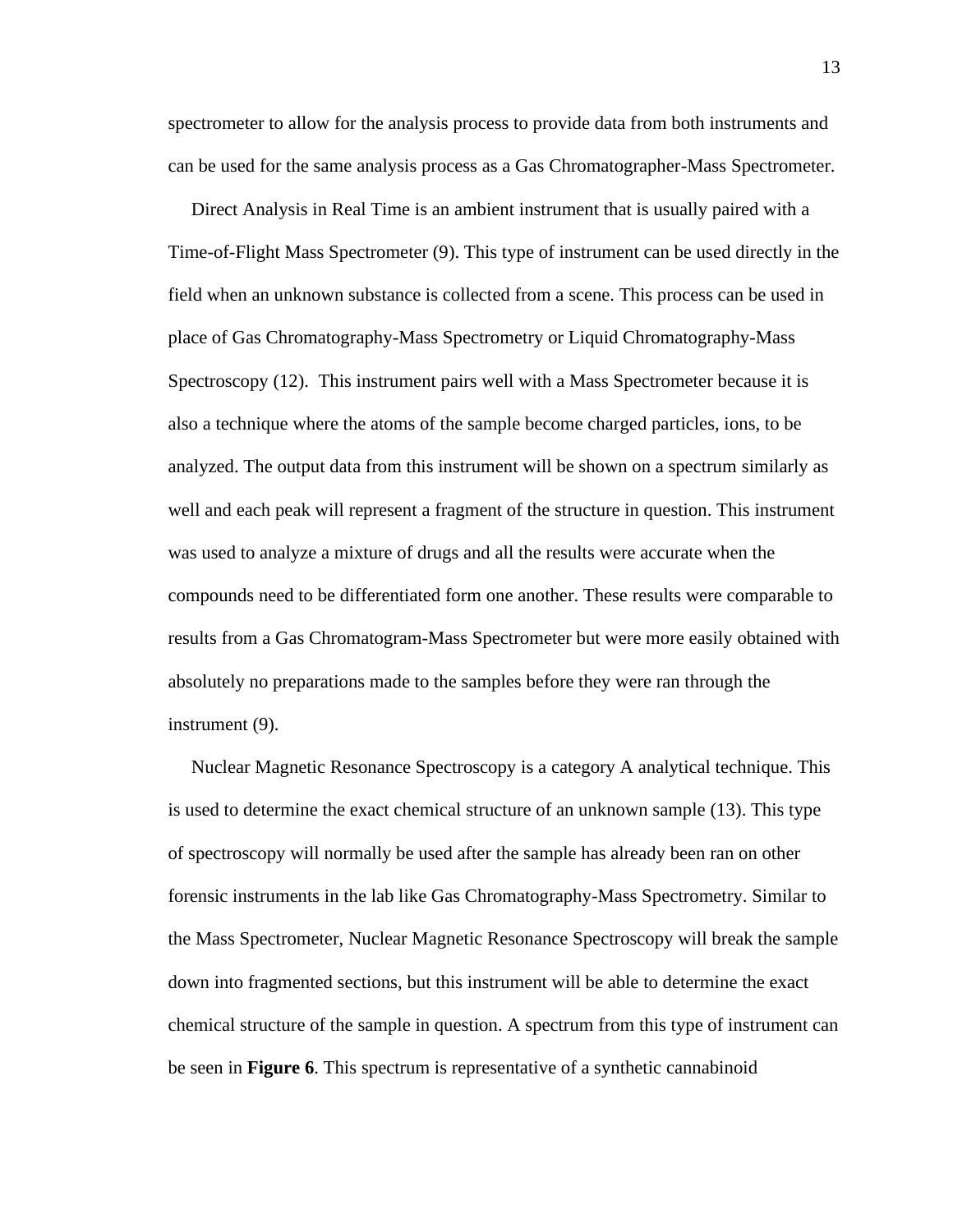spectrometer to allow for the analysis process to provide data from both instruments and can be used for the same analysis process as a Gas Chromatographer-Mass Spectrometer.

Direct Analysis in Real Time is an ambient instrument that is usually paired with a Time-of-Flight Mass Spectrometer (9). This type of instrument can be used directly in the field when an unknown substance is collected from a scene. This process can be used in place of Gas Chromatography-Mass Spectrometry or Liquid Chromatography-Mass Spectroscopy (12). This instrument pairs well with a Mass Spectrometer because it is also a technique where the atoms of the sample become charged particles, ions, to be analyzed. The output data from this instrument will be shown on a spectrum similarly as well and each peak will represent a fragment of the structure in question. This instrument was used to analyze a mixture of drugs and all the results were accurate when the compounds need to be differentiated form one another. These results were comparable to results from a Gas Chromatogram-Mass Spectrometer but were more easily obtained with absolutely no preparations made to the samples before they were ran through the instrument (9).

Nuclear Magnetic Resonance Spectroscopy is a category A analytical technique. This is used to determine the exact chemical structure of an unknown sample (13). This type of spectroscopy will normally be used after the sample has already been ran on other forensic instruments in the lab like Gas Chromatography-Mass Spectrometry. Similar to the Mass Spectrometer, Nuclear Magnetic Resonance Spectroscopy will break the sample down into fragmented sections, but this instrument will be able to determine the exact chemical structure of the sample in question. A spectrum from this type of instrument can be seen in **Figure 6**. This spectrum is representative of a synthetic cannabinoid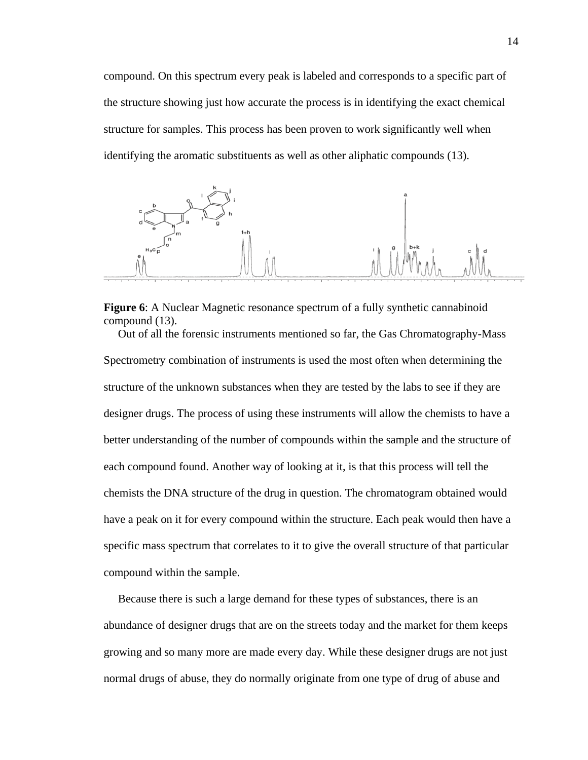compound. On this spectrum every peak is labeled and corresponds to a specific part of the structure showing just how accurate the process is in identifying the exact chemical structure for samples. This process has been proven to work significantly well when identifying the aromatic substituents as well as other aliphatic compounds (13).

**Figure 6**: A Nuclear Magnetic resonance spectrum of a fully synthetic cannabinoid compound (13).

Out of all the forensic instruments mentioned so far, the Gas Chromatography-Mass Spectrometry combination of instruments is used the most often when determining the structure of the unknown substances when they are tested by the labs to see if they are designer drugs. The process of using these instruments will allow the chemists to have a better understanding of the number of compounds within the sample and the structure of each compound found. Another way of looking at it, is that this process will tell the chemists the DNA structure of the drug in question. The chromatogram obtained would have a peak on it for every compound within the structure. Each peak would then have a specific mass spectrum that correlates to it to give the overall structure of that particular compound within the sample.

Because there is such a large demand for these types of substances, there is an abundance of designer drugs that are on the streets today and the market for them keeps growing and so many more are made every day. While these designer drugs are not just normal drugs of abuse, they do normally originate from one type of drug of abuse and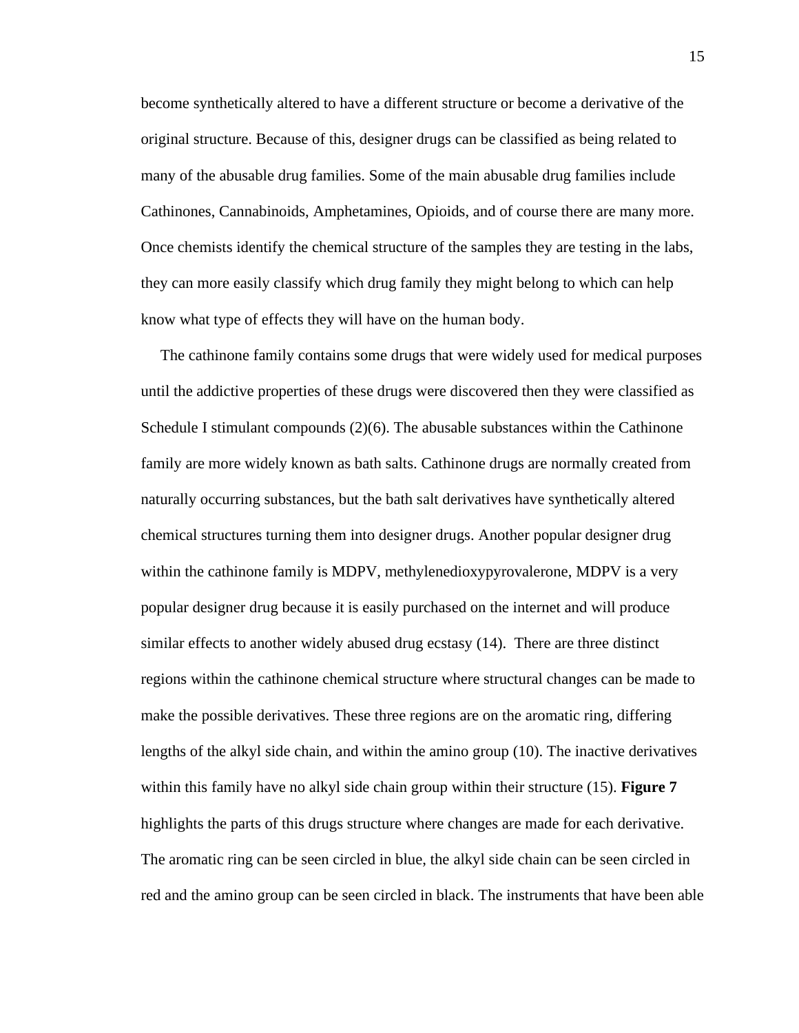become synthetically altered to have a different structure or become a derivative of the original structure. Because of this, designer drugs can be classified as being related to many of the abusable drug families. Some of the main abusable drug families include Cathinones, Cannabinoids, Amphetamines, Opioids, and of course there are many more. Once chemists identify the chemical structure of the samples they are testing in the labs, they can more easily classify which drug family they might belong to which can help know what type of effects they will have on the human body.

The cathinone family contains some drugs that were widely used for medical purposes until the addictive properties of these drugs were discovered then they were classified as Schedule I stimulant compounds (2)(6). The abusable substances within the Cathinone family are more widely known as bath salts. Cathinone drugs are normally created from naturally occurring substances, but the bath salt derivatives have synthetically altered chemical structures turning them into designer drugs. Another popular designer drug within the cathinone family is MDPV, methylenedioxypyrovalerone, MDPV is a very popular designer drug because it is easily purchased on the internet and will produce similar effects to another widely abused drug ecstasy (14). There are three distinct regions within the cathinone chemical structure where structural changes can be made to make the possible derivatives. These three regions are on the aromatic ring, differing lengths of the alkyl side chain, and within the amino group (10). The inactive derivatives within this family have no alkyl side chain group within their structure (15). **Figure 7** highlights the parts of this drugs structure where changes are made for each derivative. The aromatic ring can be seen circled in blue, the alkyl side chain can be seen circled in red and the amino group can be seen circled in black. The instruments that have been able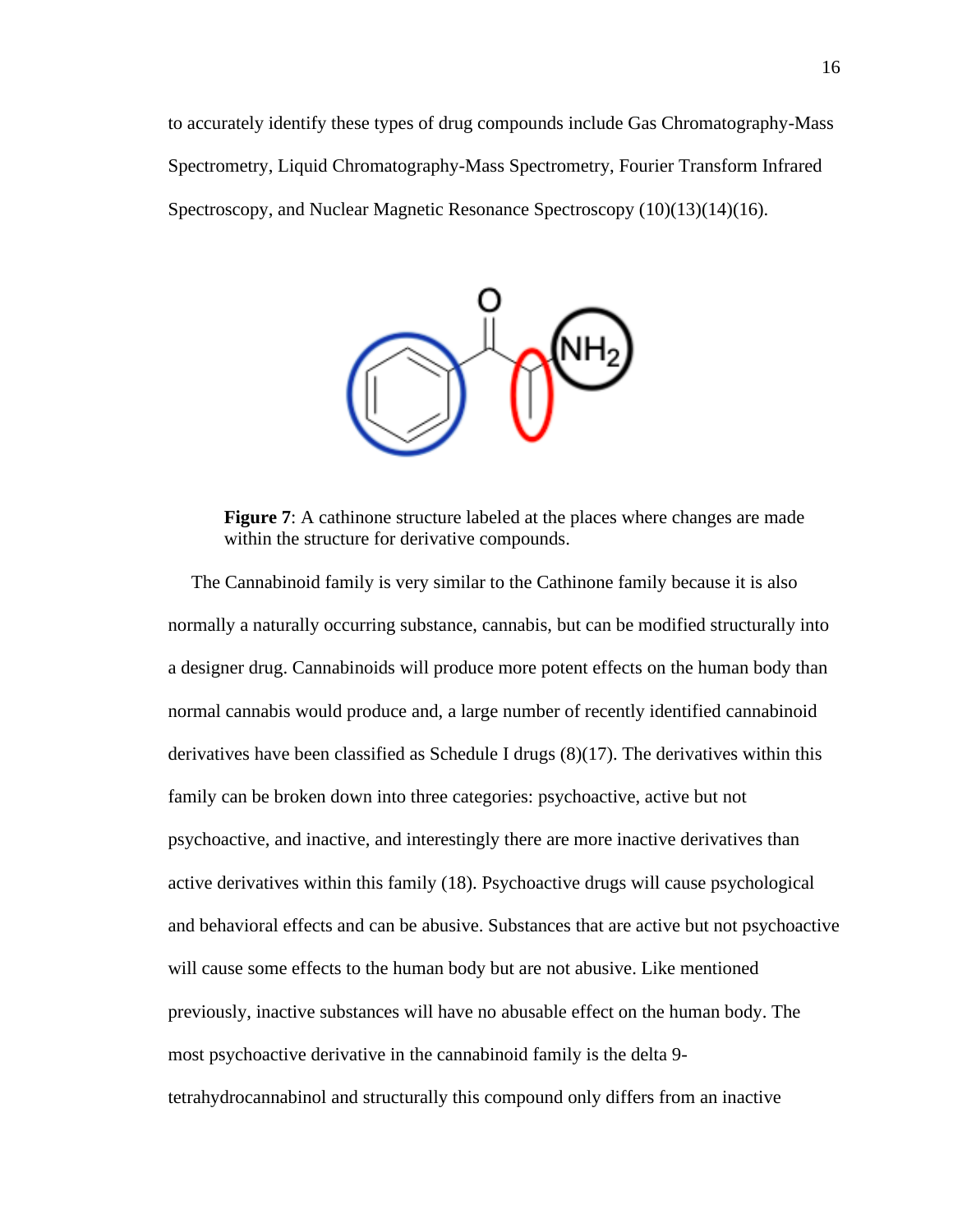to accurately identify these types of drug compounds include Gas Chromatography-Mass Spectrometry, Liquid Chromatography-Mass Spectrometry, Fourier Transform Infrared Spectroscopy, and Nuclear Magnetic Resonance Spectroscopy (10)(13)(14)(16).

**Figure 7**: A cathinone structure labeled at the places where changes are made within the structure for derivative compounds.

The Cannabinoid family is very similar to the Cathinone family because it is also normally a naturally occurring substance, cannabis, but can be modified structurally into a designer drug. Cannabinoids will produce more potent effects on the human body than normal cannabis would produce and, a large number of recently identified cannabinoid derivatives have been classified as Schedule I drugs (8)(17). The derivatives within this family can be broken down into three categories: psychoactive, active but not psychoactive, and inactive, and interestingly there are more inactive derivatives than active derivatives within this family (18). Psychoactive drugs will cause psychological and behavioral effects and can be abusive. Substances that are active but not psychoactive will cause some effects to the human body but are not abusive. Like mentioned previously, inactive substances will have no abusable effect on the human body. The most psychoactive derivative in the cannabinoid family is the delta 9-tetrahydrocannabinol and structurally this compound only differs from an inactive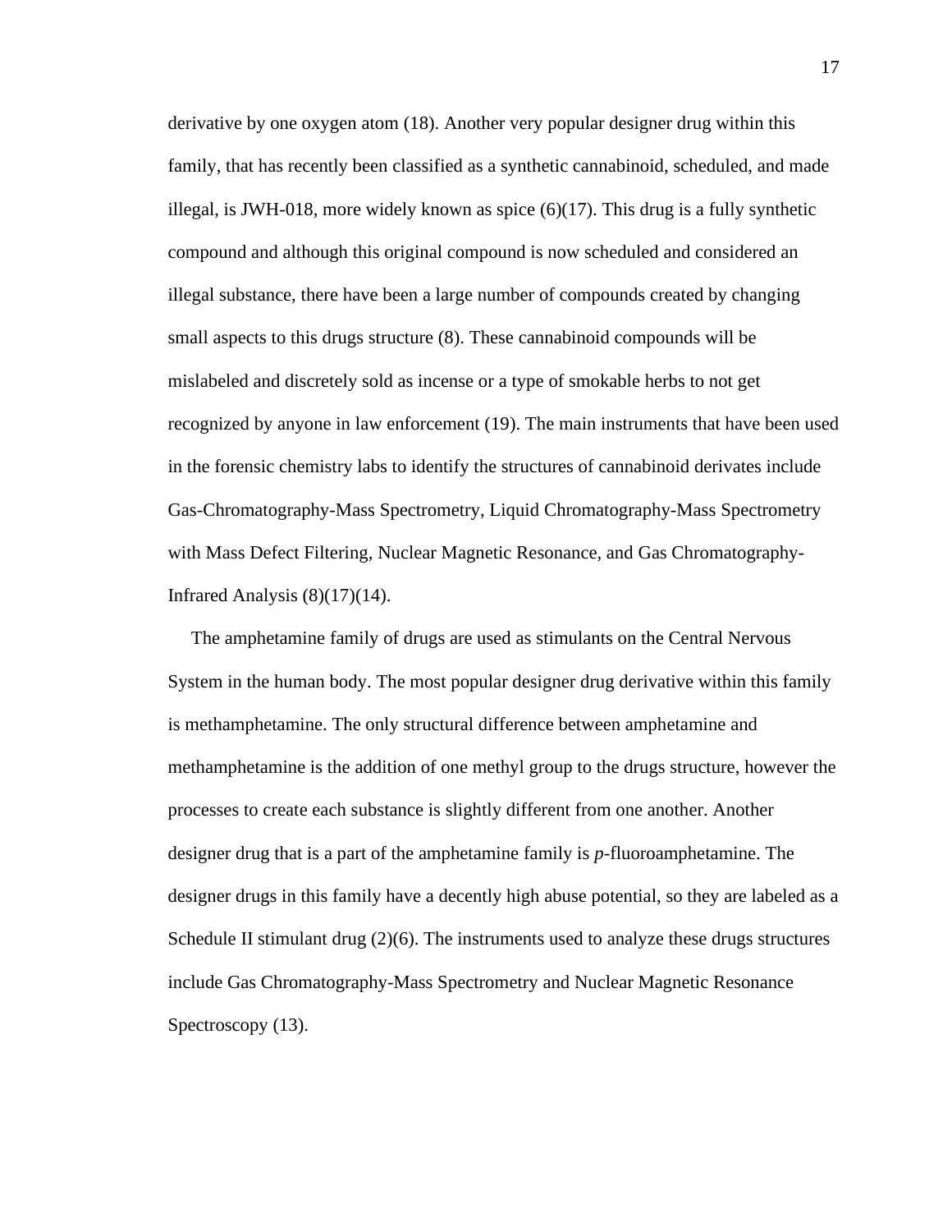derivative by one oxygen atom (18). Another very popular designer drug within this family, that has recently been classified as a synthetic cannabinoid, scheduled, and made illegal, is JWH-018, more widely known as spice (6)(17). This drug is a fully synthetic compound and although this original compound is now scheduled and considered an illegal substance, there have been a large number of compounds created by changing small aspects to this drugs structure (8). These cannabinoid compounds will be mislabeled and discretely sold as incense or a type of smokable herbs to not get recognized by anyone in law enforcement (19). The main instruments that have been used in the forensic chemistry labs to identify the structures of cannabinoid derivates include Gas-Chromatography-Mass Spectrometry, Liquid Chromatography-Mass Spectrometry with Mass Defect Filtering, Nuclear Magnetic Resonance, and Gas Chromatography-Infrared Analysis (8)(17)(14).

The amphetamine family of drugs are used as stimulants on the Central Nervous System in the human body. The most popular designer drug derivative within this family is methamphetamine. The only structural difference between amphetamine and methamphetamine is the addition of one methyl group to the drugs structure, however the processes to create each substance is slightly different from one another. Another designer drug that is a part of the amphetamine family is *p*-fluoroamphetamine. The designer drugs in this family have a decently high abuse potential, so they are labeled as a Schedule II stimulant drug (2)(6). The instruments used to analyze these drugs structures include Gas Chromatography-Mass Spectrometry and Nuclear Magnetic Resonance Spectroscopy (13).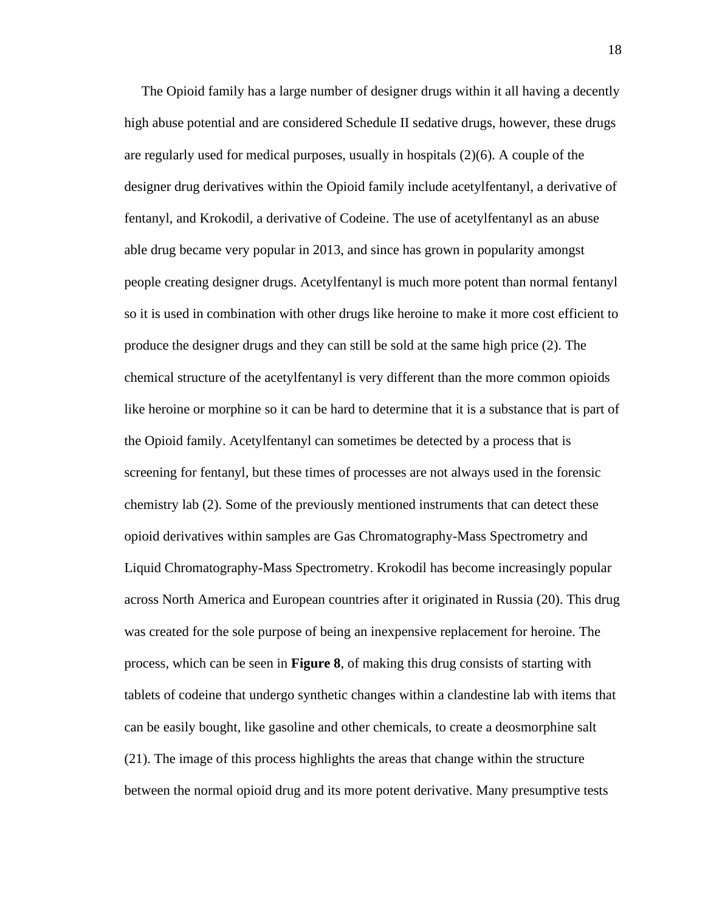The Opioid family has a large number of designer drugs within it all having a decently high abuse potential and are considered Schedule II sedative drugs, however, these drugs are regularly used for medical purposes, usually in hospitals (2)(6). A couple of the designer drug derivatives within the Opioid family include acetylfentanyl, a derivative of fentanyl, and Krokodil, a derivative of Codeine. The use of acetylfentanyl as an abuse able drug became very popular in 2013, and since has grown in popularity amongst people creating designer drugs. Acetylfentanyl is much more potent than normal fentanyl so it is used in combination with other drugs like heroine to make it more cost efficient to produce the designer drugs and they can still be sold at the same high price (2). The chemical structure of the acetylfentanyl is very different than the more common opioids like heroine or morphine so it can be hard to determine that it is a substance that is part of the Opioid family. Acetylfentanyl can sometimes be detected by a process that is screening for fentanyl, but these times of processes are not always used in the forensic chemistry lab (2). Some of the previously mentioned instruments that can detect these opioid derivatives within samples are Gas Chromatography-Mass Spectrometry and Liquid Chromatography-Mass Spectrometry. Krokodil has become increasingly popular across North America and European countries after it originated in Russia (20). This drug was created for the sole purpose of being an inexpensive replacement for heroine. The process, which can be seen in **Figure 8**, of making this drug consists of starting with tablets of codeine that undergo synthetic changes within a clandestine lab with items that can be easily bought, like gasoline and other chemicals, to create a deosmorphine salt (21). The image of this process highlights the areas that change within the structure between the normal opioid drug and its more potent derivative. Many presumptive tests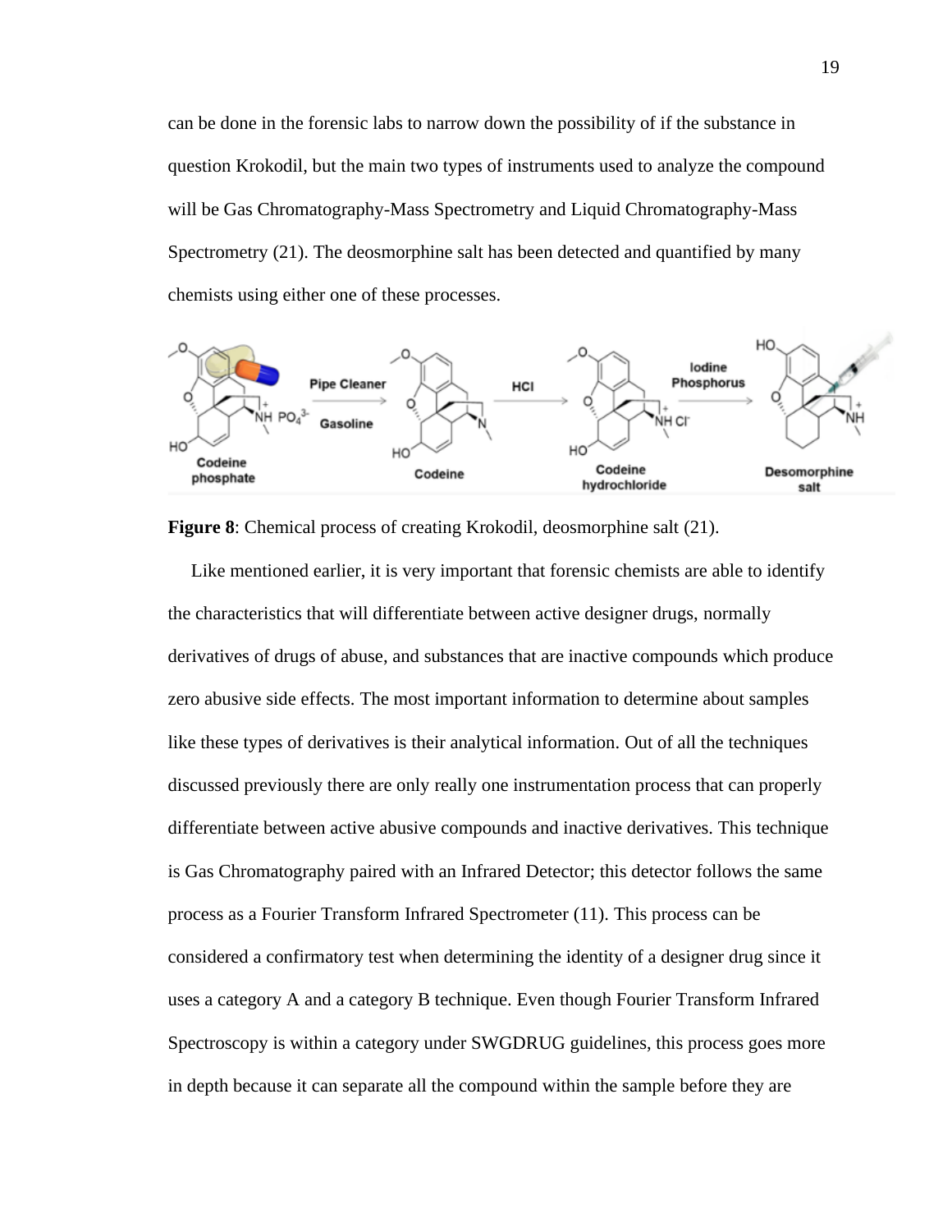can be done in the forensic labs to narrow down the possibility of if the substance in question Krokodil, but the main two types of instruments used to analyze the compound will be Gas Chromatography-Mass Spectrometry and Liquid Chromatography-Mass Spectrometry (21). The deosmorphine salt has been detected and quantified by many chemists using either one of these processes.

**Figure 8**: Chemical process of creating Krokodil, deosmorphine salt (21).

Like mentioned earlier, it is very important that forensic chemists are able to identify the characteristics that will differentiate between active designer drugs, normally derivatives of drugs of abuse, and substances that are inactive compounds which produce zero abusive side effects. The most important information to determine about samples like these types of derivatives is their analytical information. Out of all the techniques discussed previously there are only really one instrumentation process that can properly differentiate between active abusive compounds and inactive derivatives. This technique is Gas Chromatography paired with an Infrared Detector; this detector follows the same process as a Fourier Transform Infrared Spectrometer (11). This process can be considered a confirmatory test when determining the identity of a designer drug since it uses a category A and a category B technique. Even though Fourier Transform Infrared Spectroscopy is within a category under SWGDRUG guidelines, this process goes more in depth because it can separate all the compound within the sample before they are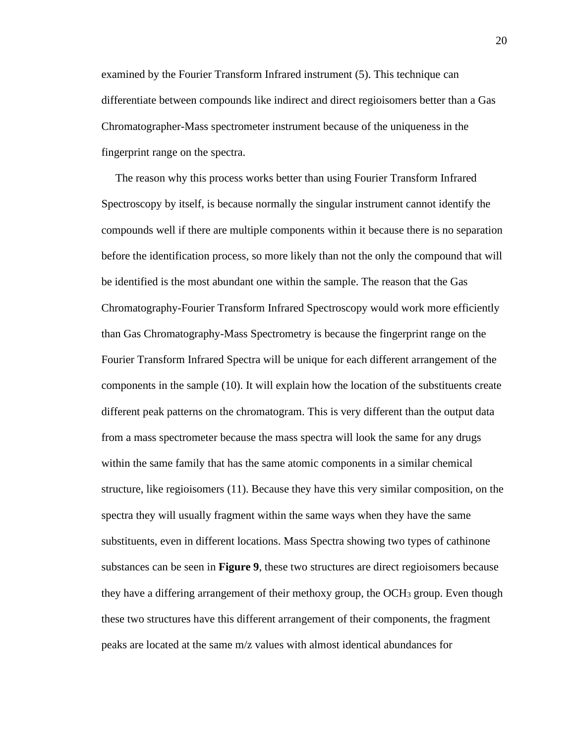examined by the Fourier Transform Infrared instrument (5). This technique can differentiate between compounds like indirect and direct regioisomers better than a Gas Chromatographer-Mass spectrometer instrument because of the uniqueness in the fingerprint range on the spectra.

The reason why this process works better than using Fourier Transform Infrared Spectroscopy by itself, is because normally the singular instrument cannot identify the compounds well if there are multiple components within it because there is no separation before the identification process, so more likely than not the only the compound that will be identified is the most abundant one within the sample. The reason that the Gas Chromatography-Fourier Transform Infrared Spectroscopy would work more efficiently than Gas Chromatography-Mass Spectrometry is because the fingerprint range on the Fourier Transform Infrared Spectra will be unique for each different arrangement of the components in the sample (10). It will explain how the location of the substituents create different peak patterns on the chromatogram. This is very different than the output data from a mass spectrometer because the mass spectra will look the same for any drugs within the same family that has the same atomic components in a similar chemical structure, like regioisomers (11). Because they have this very similar composition, on the spectra they will usually fragment within the same ways when they have the same substituents, even in different locations. Mass Spectra showing two types of cathinone substances can be seen in **Figure 9**, these two structures are direct regioisomers because they have a differing arrangement of their methoxy group, the $OCH_3$ group. Even though these two structures have this different arrangement of their components, the fragment peaks are located at the same m/z values with almost identical abundances for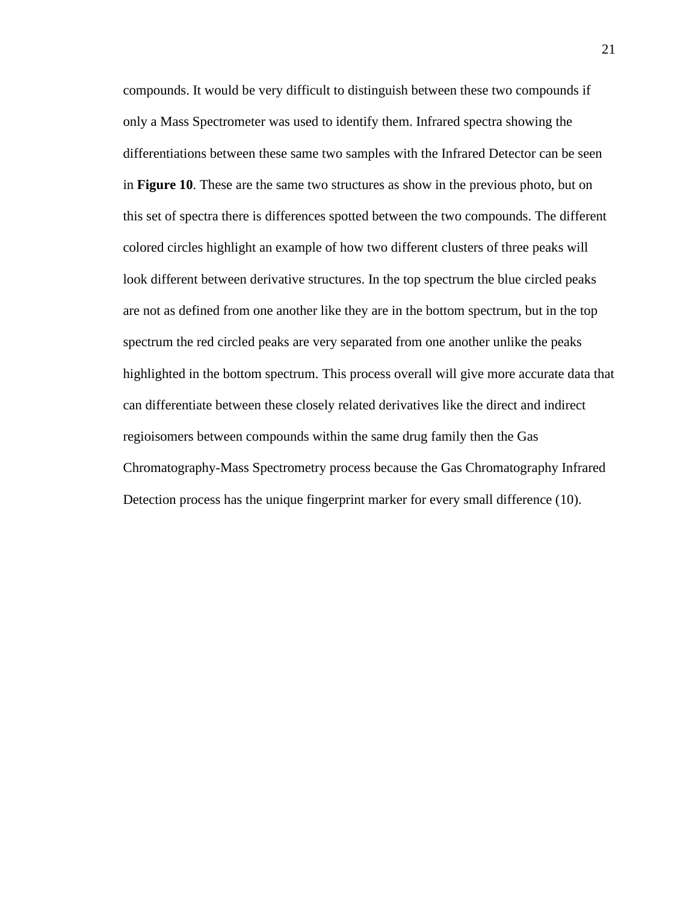compounds. It would be very difficult to distinguish between these two compounds if only a Mass Spectrometer was used to identify them. Infrared spectra showing the differentiations between these same two samples with the Infrared Detector can be seen in **Figure 10**. These are the same two structures as show in the previous photo, but on this set of spectra there is differences spotted between the two compounds. The different colored circles highlight an example of how two different clusters of three peaks will look different between derivative structures. In the top spectrum the blue circled peaks are not as defined from one another like they are in the bottom spectrum, but in the top spectrum the red circled peaks are very separated from one another unlike the peaks highlighted in the bottom spectrum. This process overall will give more accurate data that can differentiate between these closely related derivatives like the direct and indirect regioisomers between compounds within the same drug family then the Gas Chromatography-Mass Spectrometry process because the Gas Chromatography Infrared Detection process has the unique fingerprint marker for every small difference (10).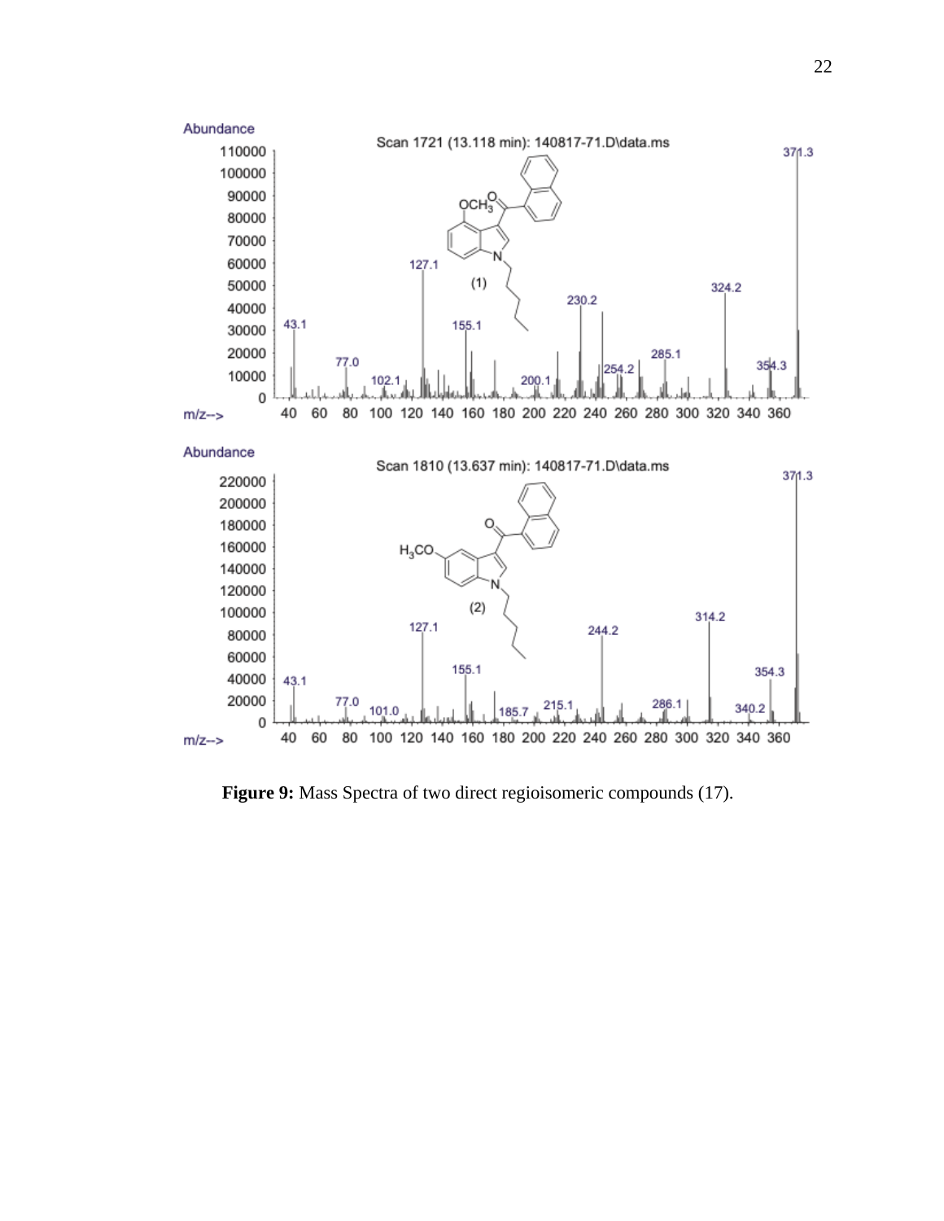**Figure 9:** Mass Spectra of two direct regioisomeric compounds (17).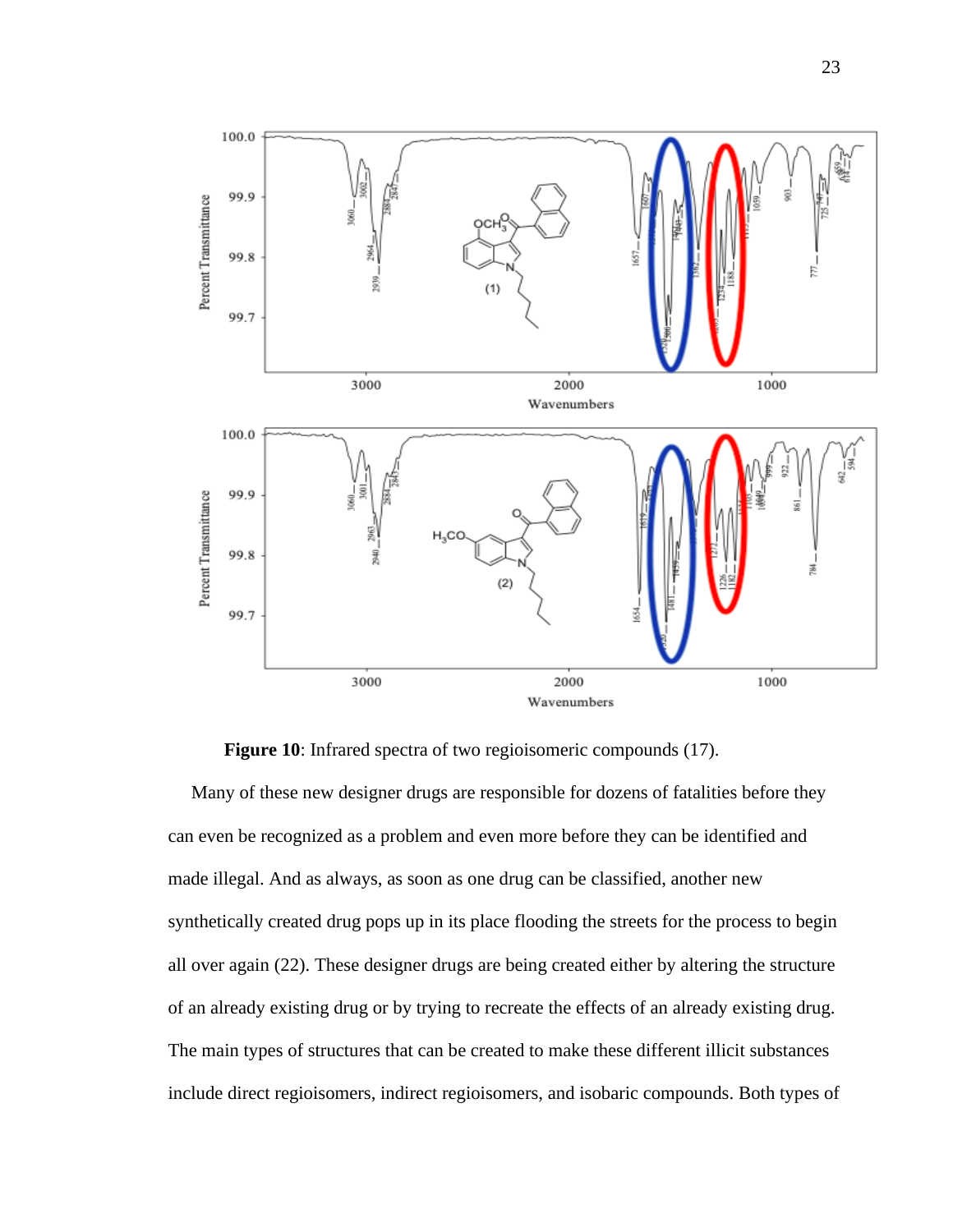**Figure 10**: Infrared spectra of two regioisomeric compounds (17).

Many of these new designer drugs are responsible for dozens of fatalities before they can even be recognized as a problem and even more before they can be identified and made illegal. And as always, as soon as one drug can be classified, another new synthetically created drug pops up in its place flooding the streets for the process to begin all over again (22). These designer drugs are being created either by altering the structure of an already existing drug or by trying to recreate the effects of an already existing drug. The main types of structures that can be created to make these different illicit substances include direct regioisomers, indirect regioisomers, and isobaric compounds. Both types of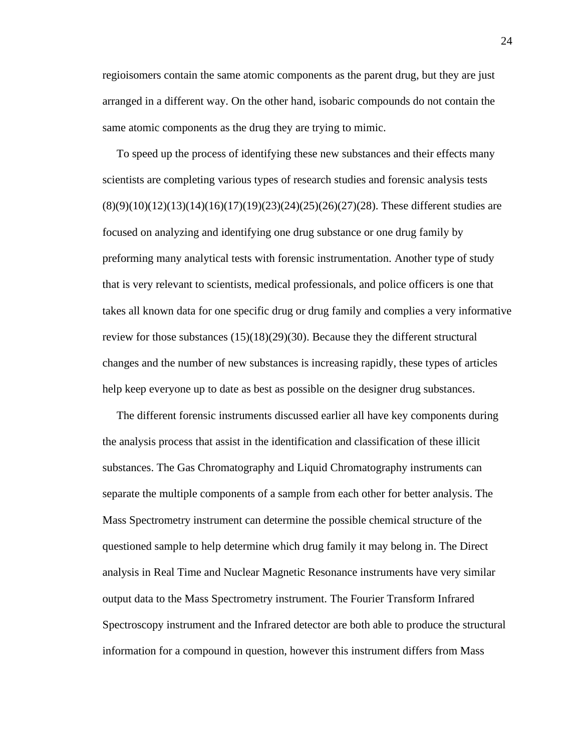regioisomers contain the same atomic components as the parent drug, but they are just arranged in a different way. On the other hand, isobaric compounds do not contain the same atomic components as the drug they are trying to mimic.

To speed up the process of identifying these new substances and their effects many scientists are completing various types of research studies and forensic analysis tests (8)(9)(10)(12)(13)(14)(16)(17)(19)(23)(24)(25)(26)(27)(28). These different studies are focused on analyzing and identifying one drug substance or one drug family by preforming many analytical tests with forensic instrumentation. Another type of study that is very relevant to scientists, medical professionals, and police officers is one that takes all known data for one specific drug or drug family and complies a very informative review for those substances (15)(18)(29)(30). Because they the different structural changes and the number of new substances is increasing rapidly, these types of articles help keep everyone up to date as best as possible on the designer drug substances.

The different forensic instruments discussed earlier all have key components during the analysis process that assist in the identification and classification of these illicit substances. The Gas Chromatography and Liquid Chromatography instruments can separate the multiple components of a sample from each other for better analysis. The Mass Spectrometry instrument can determine the possible chemical structure of the questioned sample to help determine which drug family it may belong in. The Direct analysis in Real Time and Nuclear Magnetic Resonance instruments have very similar output data to the Mass Spectrometry instrument. The Fourier Transform Infrared Spectroscopy instrument and the Infrared detector are both able to produce the structural information for a compound in question, however this instrument differs from Mass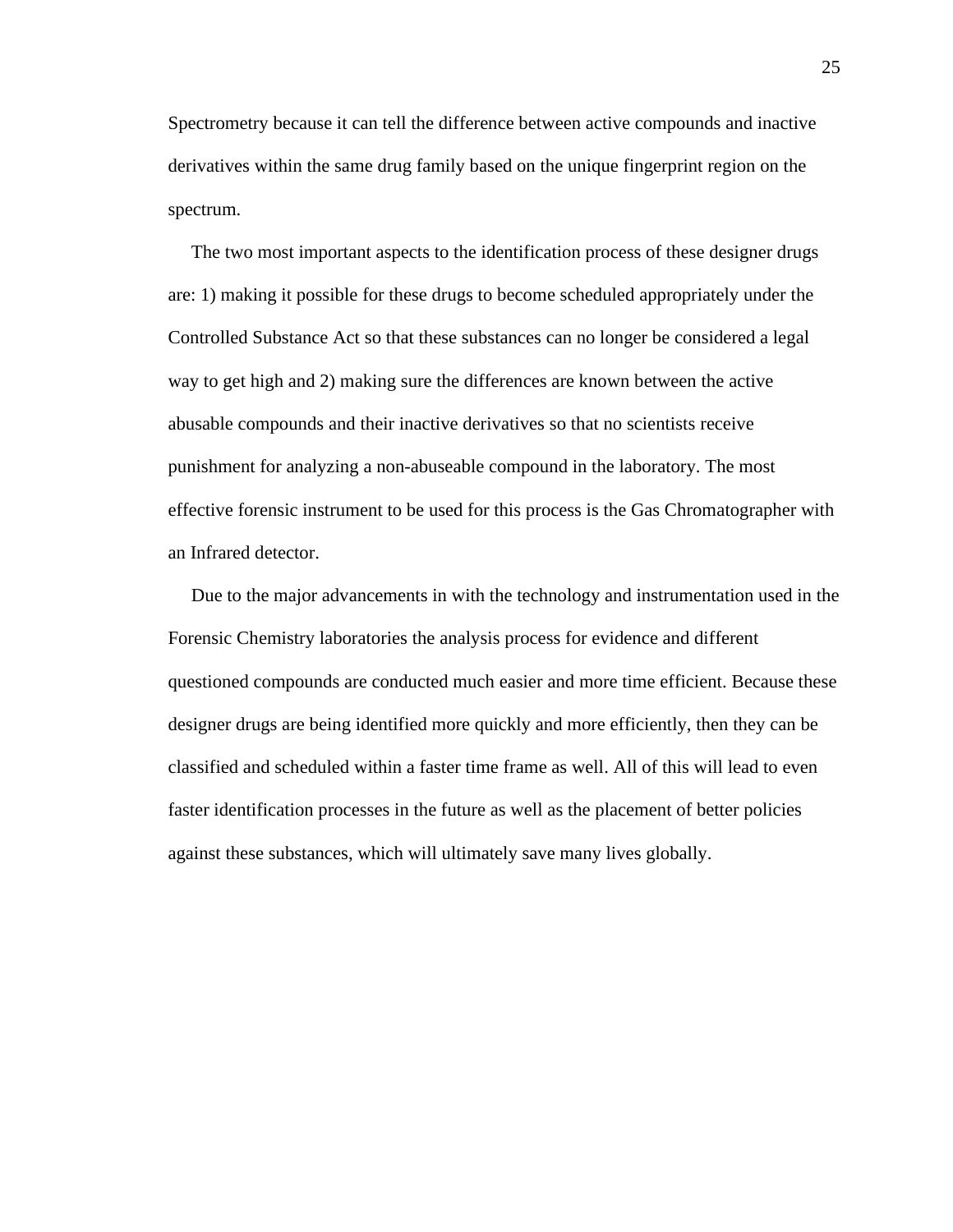Spectrometry because it can tell the difference between active compounds and inactive derivatives within the same drug family based on the unique fingerprint region on the spectrum.

The two most important aspects to the identification process of these designer drugs are: 1) making it possible for these drugs to become scheduled appropriately under the Controlled Substance Act so that these substances can no longer be considered a legal way to get high and 2) making sure the differences are known between the active abusable compounds and their inactive derivatives so that no scientists receive punishment for analyzing a non-abuseable compound in the laboratory. The most effective forensic instrument to be used for this process is the Gas Chromatographer with an Infrared detector.

Due to the major advancements in with the technology and instrumentation used in the Forensic Chemistry laboratories the analysis process for evidence and different questioned compounds are conducted much easier and more time efficient. Because these designer drugs are being identified more quickly and more efficiently, then they can be classified and scheduled within a faster time frame as well. All of this will lead to even faster identification processes in the future as well as the placement of better policies against these substances, which will ultimately save many lives globally.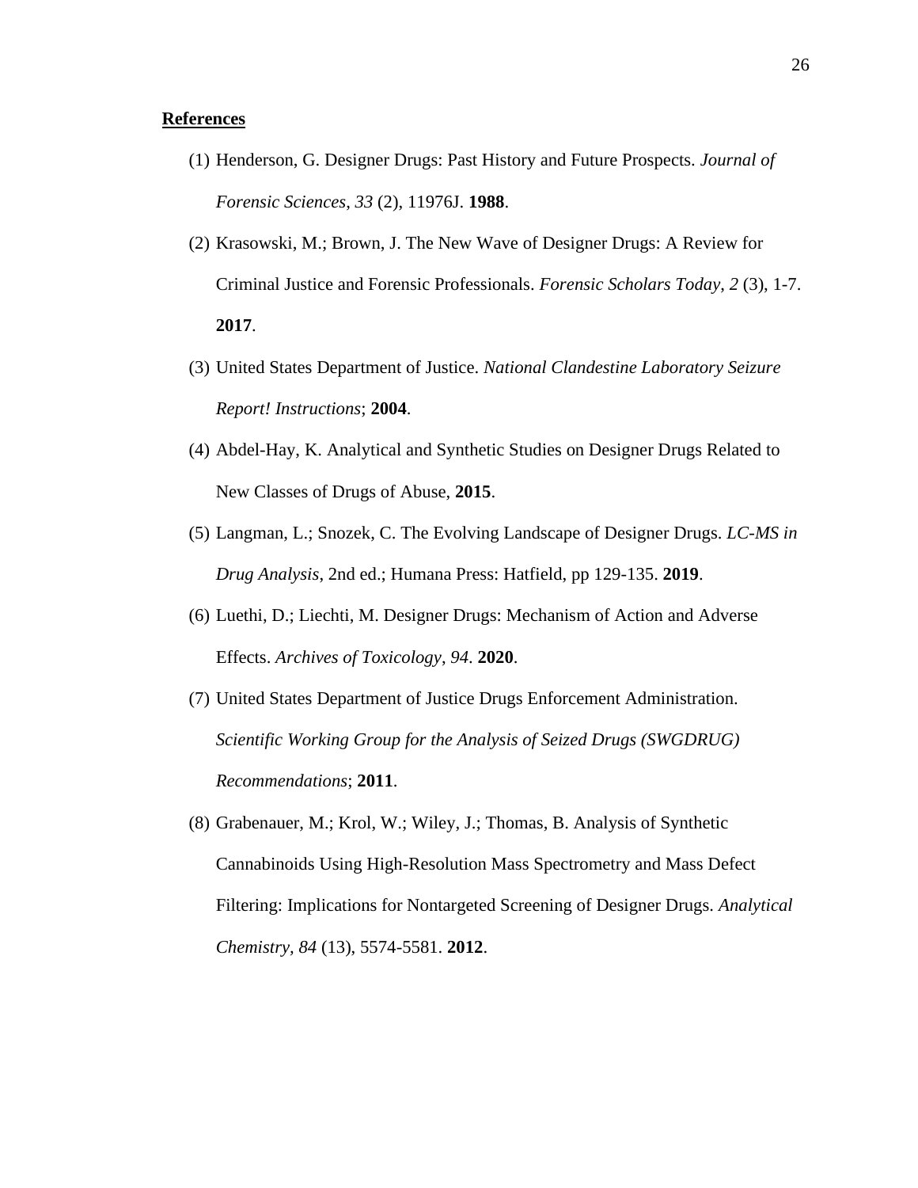**References**

(1) Henderson, G. Designer Drugs: Past History and Future Prospects. *Journal of Forensic Sciences*, *33* (2), 11976J. **1988**.

(2) Krasowski, M.; Brown, J. The New Wave of Designer Drugs: A Review for Criminal Justice and Forensic Professionals. *Forensic Scholars Today*, *2* (3), 1-7. **2017**.

(3) United States Department of Justice. *National Clandestine Laboratory Seizure Report! Instructions*; **2004**.

(4) Abdel-Hay, K. Analytical and Synthetic Studies on Designer Drugs Related to New Classes of Drugs of Abuse, **2015**.

(5) Langman, L.; Snozek, C. The Evolving Landscape of Designer Drugs. *LC-MS in Drug Analysis*, 2nd ed.; Humana Press: Hatfield, pp 129-135. **2019**.

(6) Luethi, D.; Liechti, M. Designer Drugs: Mechanism of Action and Adverse Effects. *Archives of Toxicology*, *94*. **2020**.

(7) United States Department of Justice Drugs Enforcement Administration. *Scientific Working Group for the Analysis of Seized Drugs (SWGDRUG) Recommendations*; **2011**.

(8) Grabenauer, M.; Krol, W.; Wiley, J.; Thomas, B. Analysis of Synthetic Cannabinoids Using High-Resolution Mass Spectrometry and Mass Defect Filtering: Implications for Nontargeted Screening of Designer Drugs. *Analytical Chemistry*, *84* (13), 5574-5581. **2012**.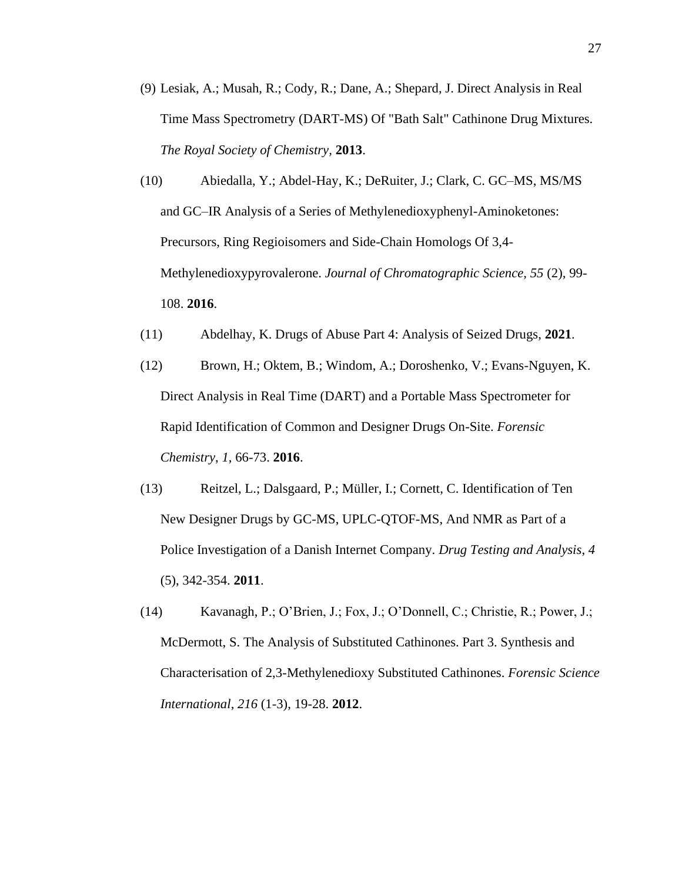(9) Lesiak, A.; Musah, R.; Cody, R.; Dane, A.; Shepard, J. Direct Analysis in Real Time Mass Spectrometry (DART-MS) Of "Bath Salt" Cathinone Drug Mixtures. *The Royal Society of Chemistry*, **2013**.

(10) Abiedalla, Y.; Abdel-Hay, K.; DeRuiter, J.; Clark, C. GC–MS, MS/MS and GC–IR Analysis of a Series of Methylenedioxyphenyl-Aminoketones: Precursors, Ring Regioisomers and Side-Chain Homologs Of 3,4-Methylenedioxypyrovalerone. *Journal of Chromatographic Science*, *55* (2), 99-108. **2016**.

(11) Abdelhay, K. Drugs of Abuse Part 4: Analysis of Seized Drugs, **2021**.

(12) Brown, H.; Oktem, B.; Windom, A.; Doroshenko, V.; Evans-Nguyen, K. Direct Analysis in Real Time (DART) and a Portable Mass Spectrometer for Rapid Identification of Common and Designer Drugs On-Site. *Forensic Chemistry*, *1*, 66-73. **2016**.

(13) Reitzel, L.; Dalsgaard, P.; Müller, I.; Cornett, C. Identification of Ten New Designer Drugs by GC-MS, UPLC-QTOF-MS, And NMR as Part of a Police Investigation of a Danish Internet Company. *Drug Testing and Analysis*, *4* (5), 342-354. **2011**.

(14) Kavanagh, P.; O'Brien, J.; Fox, J.; O'Donnell, C.; Christie, R.; Power, J.; McDermott, S. The Analysis of Substituted Cathinones. Part 3. Synthesis and Characterisation of 2,3-Methylenedioxy Substituted Cathinones. *Forensic Science International*, *216* (1-3), 19-28. **2012**.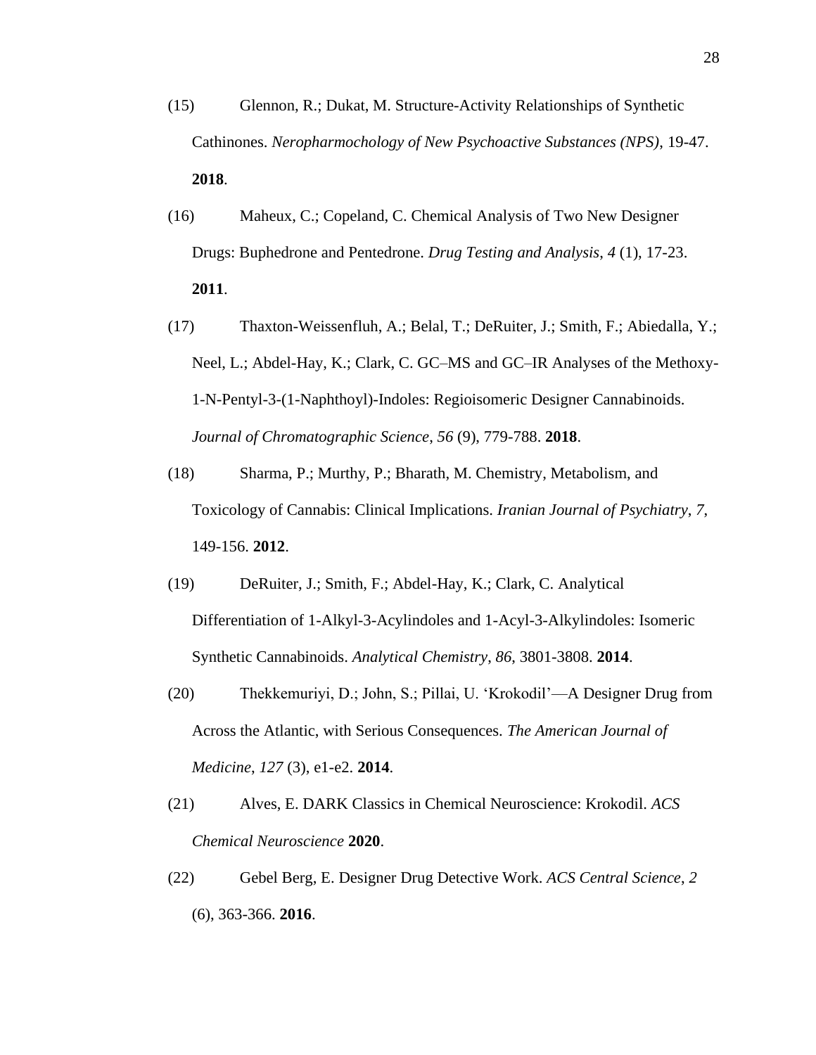(15) Glennon, R.; Dukat, M. Structure-Activity Relationships of Synthetic Cathinones. *Neropharmochology of New Psychoactive Substances (NPS)*, 19-47. **2018**.

(16) Maheux, C.; Copeland, C. Chemical Analysis of Two New Designer Drugs: Buphedrone and Pentedrone. *Drug Testing and Analysis*, *4* (1), 17-23. **2011**.

(17) Thaxton-Weissenfluh, A.; Belal, T.; DeRuiter, J.; Smith, F.; Abiedalla, Y.; Neel, L.; Abdel-Hay, K.; Clark, C. GC–MS and GC–IR Analyses of the Methoxy-1-N-Pentyl-3-(1-Naphthoyl)-Indoles: Regioisomeric Designer Cannabinoids. *Journal of Chromatographic Science*, *56* (9), 779-788. **2018**.

(18) Sharma, P.; Murthy, P.; Bharath, M. Chemistry, Metabolism, and Toxicology of Cannabis: Clinical Implications. *Iranian Journal of Psychiatry*, *7*, 149-156. **2012**.

(19) DeRuiter, J.; Smith, F.; Abdel-Hay, K.; Clark, C. Analytical Differentiation of 1-Alkyl-3-Acylindoles and 1-Acyl-3-Alkylindoles: Isomeric Synthetic Cannabinoids. *Analytical Chemistry*, *86*, 3801-3808. **2014**.

(20) Thekkemuriyi, D.; John, S.; Pillai, U. 'Krokodil'—A Designer Drug from Across the Atlantic, with Serious Consequences. *The American Journal of Medicine*, *127* (3), e1-e2. **2014**.

(21) Alves, E. DARK Classics in Chemical Neuroscience: Krokodil. *ACS Chemical Neuroscience* **2020**.

(22) Gebel Berg, E. Designer Drug Detective Work. *ACS Central Science*, *2* (6), 363-366. **2016**.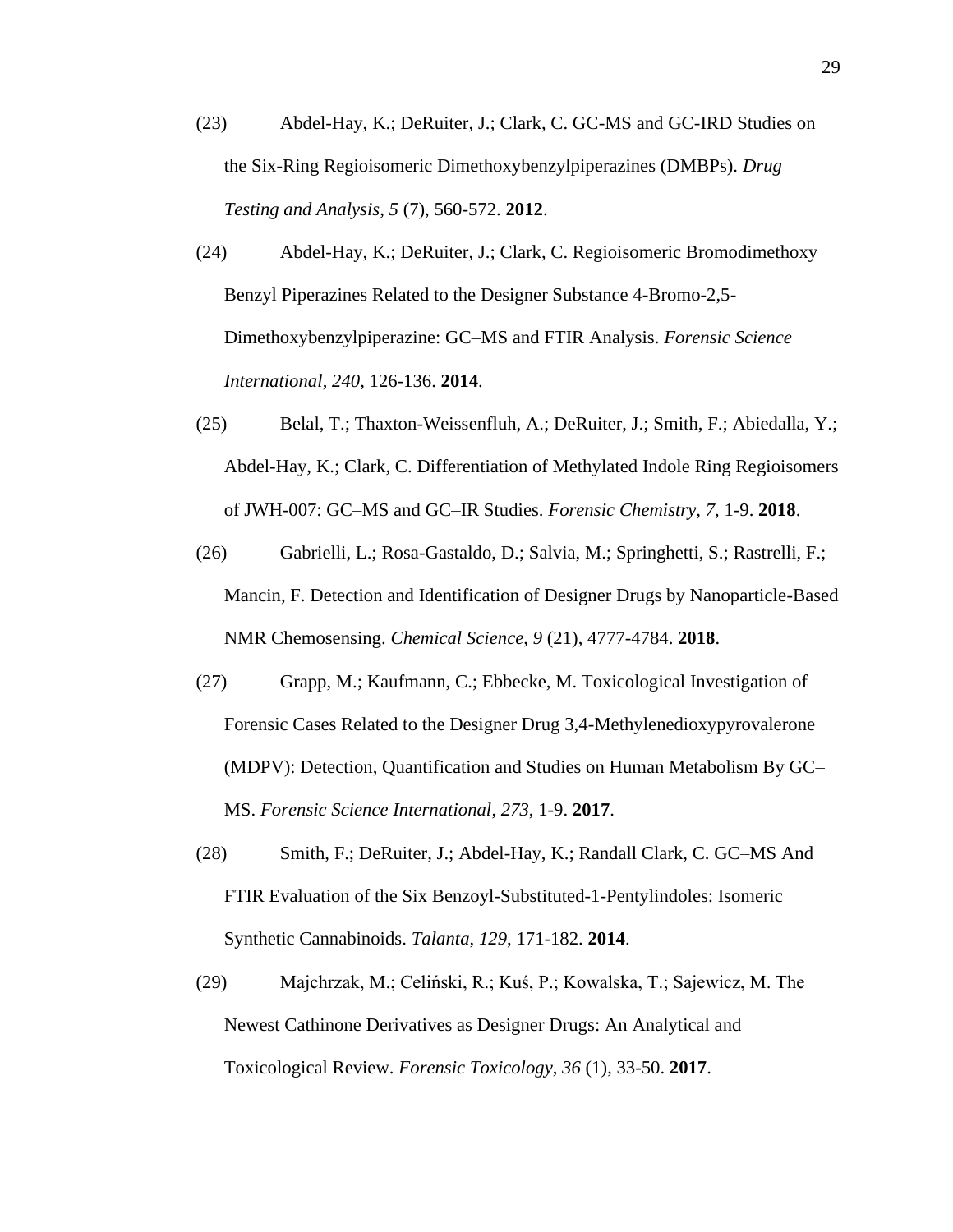(23) Abdel-Hay, K.; DeRuiter, J.; Clark, C. GC-MS and GC-IRD Studies on the Six-Ring Regioisomeric Dimethoxybenzylpiperazines (DMBPs). *Drug Testing and Analysis*, *5* (7), 560-572. **2012**.

(24) Abdel-Hay, K.; DeRuiter, J.; Clark, C. Regioisomeric Bromodimethoxy Benzyl Piperazines Related to the Designer Substance 4-Bromo-2,5-Dimethoxybenzylpiperazine: GC–MS and FTIR Analysis. *Forensic Science International*, *240*, 126-136. **2014**.

(25) Belal, T.; Thaxton-Weissenfluh, A.; DeRuiter, J.; Smith, F.; Abiedalla, Y.; Abdel-Hay, K.; Clark, C. Differentiation of Methylated Indole Ring Regioisomers of JWH-007: GC–MS and GC–IR Studies. *Forensic Chemistry*, *7*, 1-9. **2018**.

(26) Gabrielli, L.; Rosa-Gastaldo, D.; Salvia, M.; Springhetti, S.; Rastrelli, F.; Mancin, F. Detection and Identification of Designer Drugs by Nanoparticle-Based NMR Chemosensing. *Chemical Science, 9* (21), 4777-4784. **2018**.

(27) Grapp, M.; Kaufmann, C.; Ebbecke, M. Toxicological Investigation of Forensic Cases Related to the Designer Drug 3,4-Methylenedioxypyrovalerone (MDPV): Detection, Quantification and Studies on Human Metabolism By GC–MS. *Forensic Science International*, *273*, 1-9. **2017**.

(28) Smith, F.; DeRuiter, J.; Abdel-Hay, K.; Randall Clark, C. GC–MS And FTIR Evaluation of the Six Benzoyl-Substituted-1-Pentylindoles: Isomeric Synthetic Cannabinoids. *Talanta*, *129*, 171-182. **2014**.

(29) Majchrzak, M.; Celiński, R.; Kuś, P.; Kowalska, T.; Sajewicz, M. The Newest Cathinone Derivatives as Designer Drugs: An Analytical and Toxicological Review. *Forensic Toxicology*, *36* (1), 33-50. **2017**.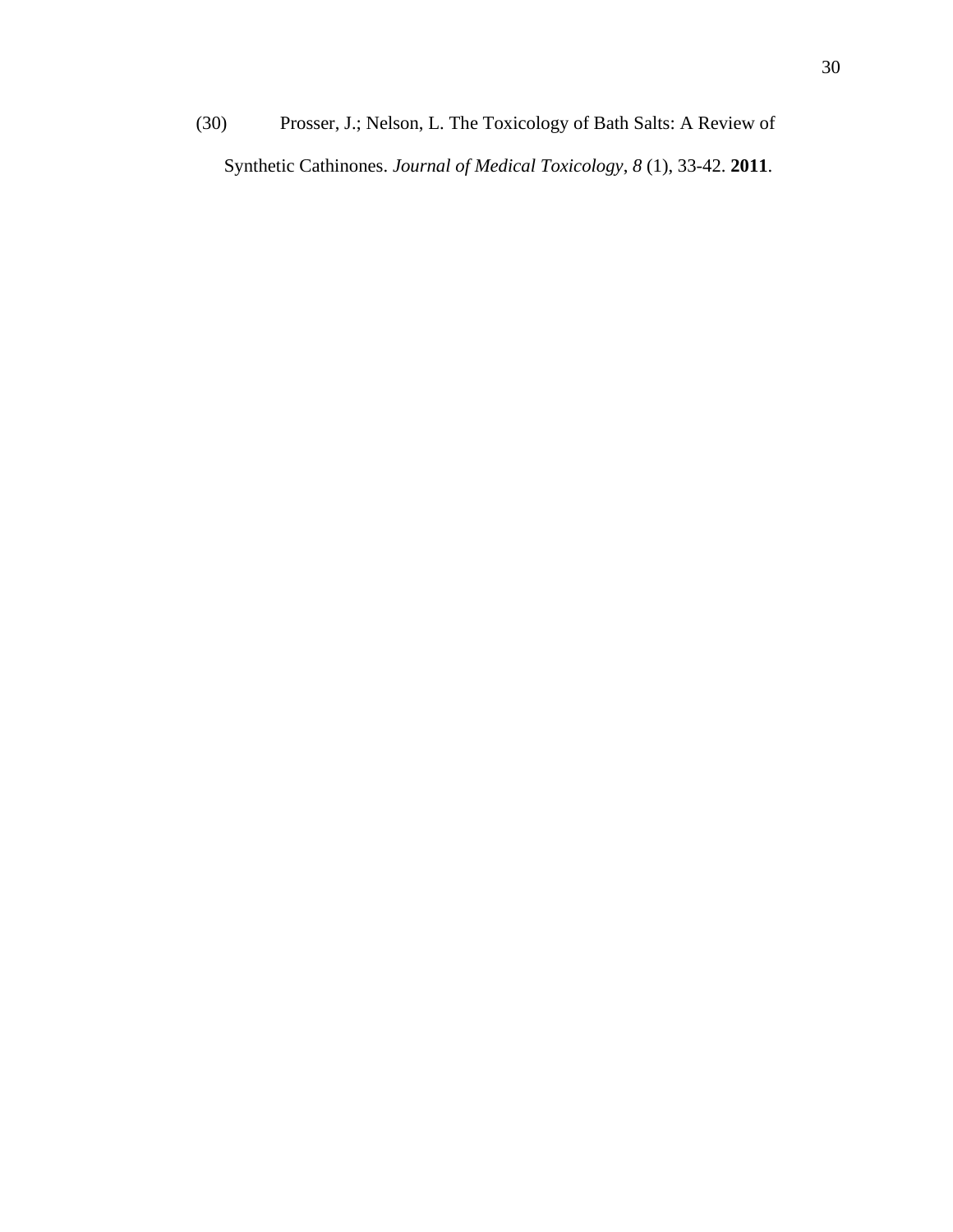(30) Prosser, J.; Nelson, L. The Toxicology of Bath Salts: A Review of Synthetic Cathinones. *Journal of Medical Toxicology*, *8* (1), 33-42. **2011**.